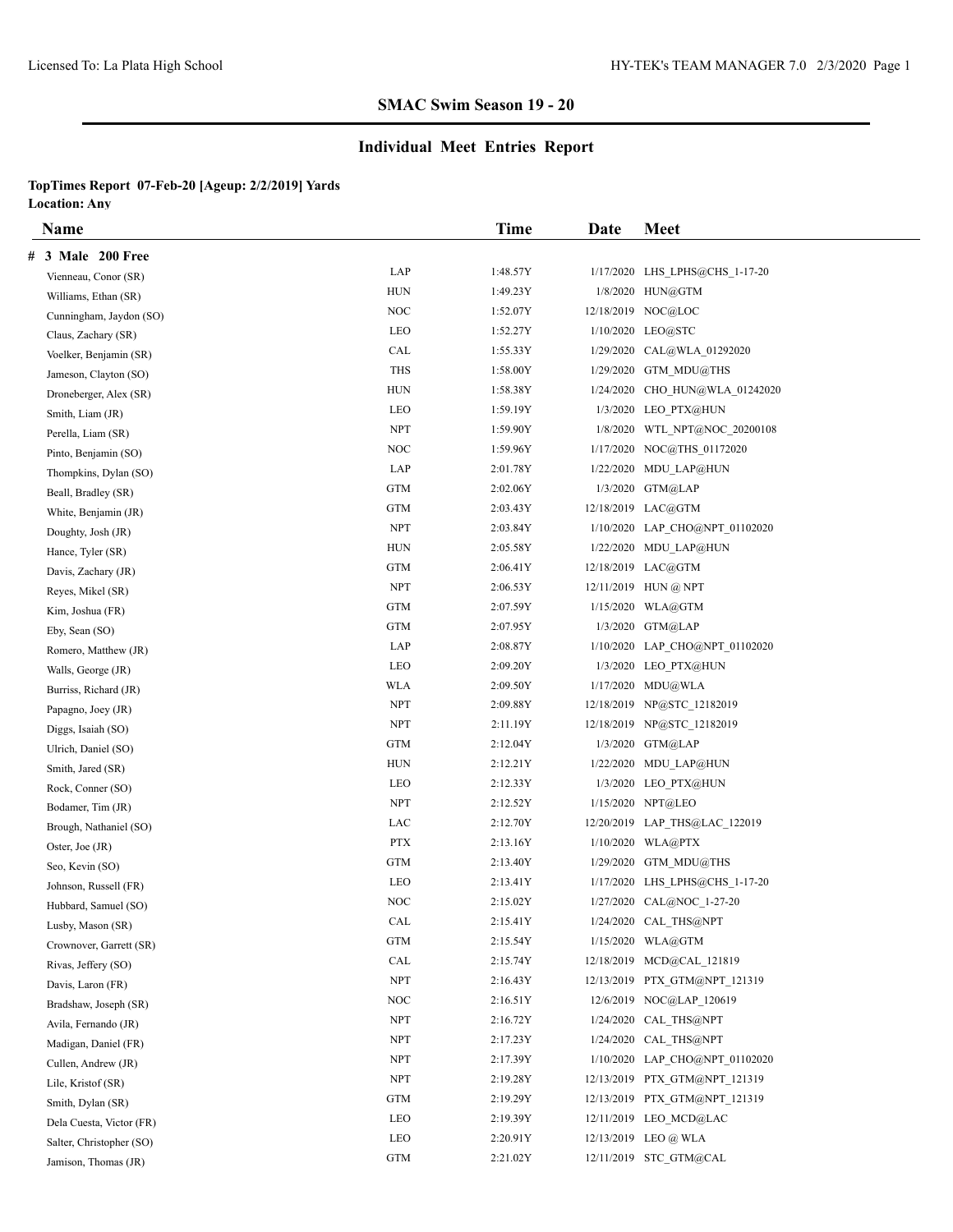## SMAC Swim Season 19 - 20

## Individual Meet Entries Report

**TopTimes Report 07-Feb-20 [Ageup: 2/2/2019] Yards**
**Location: Any**

| Name | | Time | Date | Meet |
|---|---|---|---|---|
| **# 3 Male 200 Free** | | | | |
| Vienneau, Conor (SR) | LAP | 1:48.57Y | 1/17/2020 | LHS_LPHS@CHS_1-17-20 |
| Williams, Ethan (SR) | HUN | 1:49.23Y | 1/8/2020 | HUN@GTM |
| Cunningham, Jaydon (SO) | NOC | 1:52.07Y | 12/18/2019 | NOC@LOC |
| Claus, Zachary (SR) | LEO | 1:52.27Y | 1/10/2020 | LEO@STC |
| Voelker, Benjamin (SR) | CAL | 1:55.33Y | 1/29/2020 | CAL@WLA_01292020 |
| Jameson, Clayton (SO) | THS | 1:58.00Y | 1/29/2020 | GTM_MDU@THS |
| Droneberger, Alex (SR) | HUN | 1:58.38Y | 1/24/2020 | CHO_HUN@WLA_01242020 |
| Smith, Liam (JR) | LEO | 1:59.19Y | 1/3/2020 | LEO_PTX@HUN |
| Perella, Liam (SR) | NPT | 1:59.90Y | 1/8/2020 | WTL_NPT@NOC_20200108 |
| Pinto, Benjamin (SO) | NOC | 1:59.96Y | 1/17/2020 | NOC@THS_01172020 |
| Thompkins, Dylan (SO) | LAP | 2:01.78Y | 1/22/2020 | MDU_LAP@HUN |
| Beall, Bradley (SR) | GTM | 2:02.06Y | 1/3/2020 | GTM@LAP |
| White, Benjamin (JR) | GTM | 2:03.43Y | 12/18/2019 | LAC@GTM |
| Doughty, Josh (JR) | NPT | 2:03.84Y | 1/10/2020 | LAP_CHO@NPT_01102020 |
| Hance, Tyler (SR) | HUN | 2:05.58Y | 1/22/2020 | MDU_LAP@HUN |
| Davis, Zachary (JR) | GTM | 2:06.41Y | 12/18/2019 | LAC@GTM |
| Reyes, Mikel (SR) | NPT | 2:06.53Y | 12/11/2019 | HUN @ NPT |
| Kim, Joshua (FR) | GTM | 2:07.59Y | 1/15/2020 | WLA@GTM |
| Eby, Sean (SO) | GTM | 2:07.95Y | 1/3/2020 | GTM@LAP |
| Romero, Matthew (JR) | LAP | 2:08.87Y | 1/10/2020 | LAP_CHO@NPT_01102020 |
| Walls, George (JR) | LEO | 2:09.20Y | 1/3/2020 | LEO_PTX@HUN |
| Burriss, Richard (JR) | WLA | 2:09.50Y | 1/17/2020 | MDU@WLA |
| Papagno, Joey (JR) | NPT | 2:09.88Y | 12/18/2019 | NP@STC_12182019 |
| Diggs, Isaiah (SO) | NPT | 2:11.19Y | 12/18/2019 | NP@STC_12182019 |
| Ulrich, Daniel (SO) | GTM | 2:12.04Y | 1/3/2020 | GTM@LAP |
| Smith, Jared (SR) | HUN | 2:12.21Y | 1/22/2020 | MDU_LAP@HUN |
| Rock, Conner (SO) | LEO | 2:12.33Y | 1/3/2020 | LEO_PTX@HUN |
| Bodamer, Tim (JR) | NPT | 2:12.52Y | 1/15/2020 | NPT@LEO |
| Brough, Nathaniel (SO) | LAC | 2:12.70Y | 12/20/2019 | LAP_THS@LAC_122019 |
| Oster, Joe (JR) | PTX | 2:13.16Y | 1/10/2020 | WLA@PTX |
| Seo, Kevin (SO) | GTM | 2:13.40Y | 1/29/2020 | GTM_MDU@THS |
| Johnson, Russell (FR) | LEO | 2:13.41Y | 1/17/2020 | LHS_LPHS@CHS_1-17-20 |
| Hubbard, Samuel (SO) | NOC | 2:15.02Y | 1/27/2020 | CAL@NOC_1-27-20 |
| Lusby, Mason (SR) | CAL | 2:15.41Y | 1/24/2020 | CAL_THS@NPT |
| Crownover, Garrett (SR) | GTM | 2:15.54Y | 1/15/2020 | WLA@GTM |
| Rivas, Jeffery (SO) | CAL | 2:15.74Y | 12/18/2019 | MCD@CAL_121819 |
| Davis, Laron (FR) | NPT | 2:16.43Y | 12/13/2019 | PTX_GTM@NPT_121319 |
| Bradshaw, Joseph (SR) | NOC | 2:16.51Y | 12/6/2019 | NOC@LAP_120619 |
| Avila, Fernando (JR) | NPT | 2:16.72Y | 1/24/2020 | CAL_THS@NPT |
| Madigan, Daniel (FR) | NPT | 2:17.23Y | 1/24/2020 | CAL_THS@NPT |
| Cullen, Andrew (JR) | NPT | 2:17.39Y | 1/10/2020 | LAP_CHO@NPT_01102020 |
| Lile, Kristof (SR) | NPT | 2:19.28Y | 12/13/2019 | PTX_GTM@NPT_121319 |
| Smith, Dylan (SR) | GTM | 2:19.29Y | 12/13/2019 | PTX_GTM@NPT_121319 |
| Dela Cuesta, Victor (FR) | LEO | 2:19.39Y | 12/11/2019 | LEO_MCD@LAC |
| Salter, Christopher (SO) | LEO | 2:20.91Y | 12/13/2019 | LEO @ WLA |
| Jamison, Thomas (JR) | GTM | 2:21.02Y | 12/11/2019 | STC_GTM@CAL |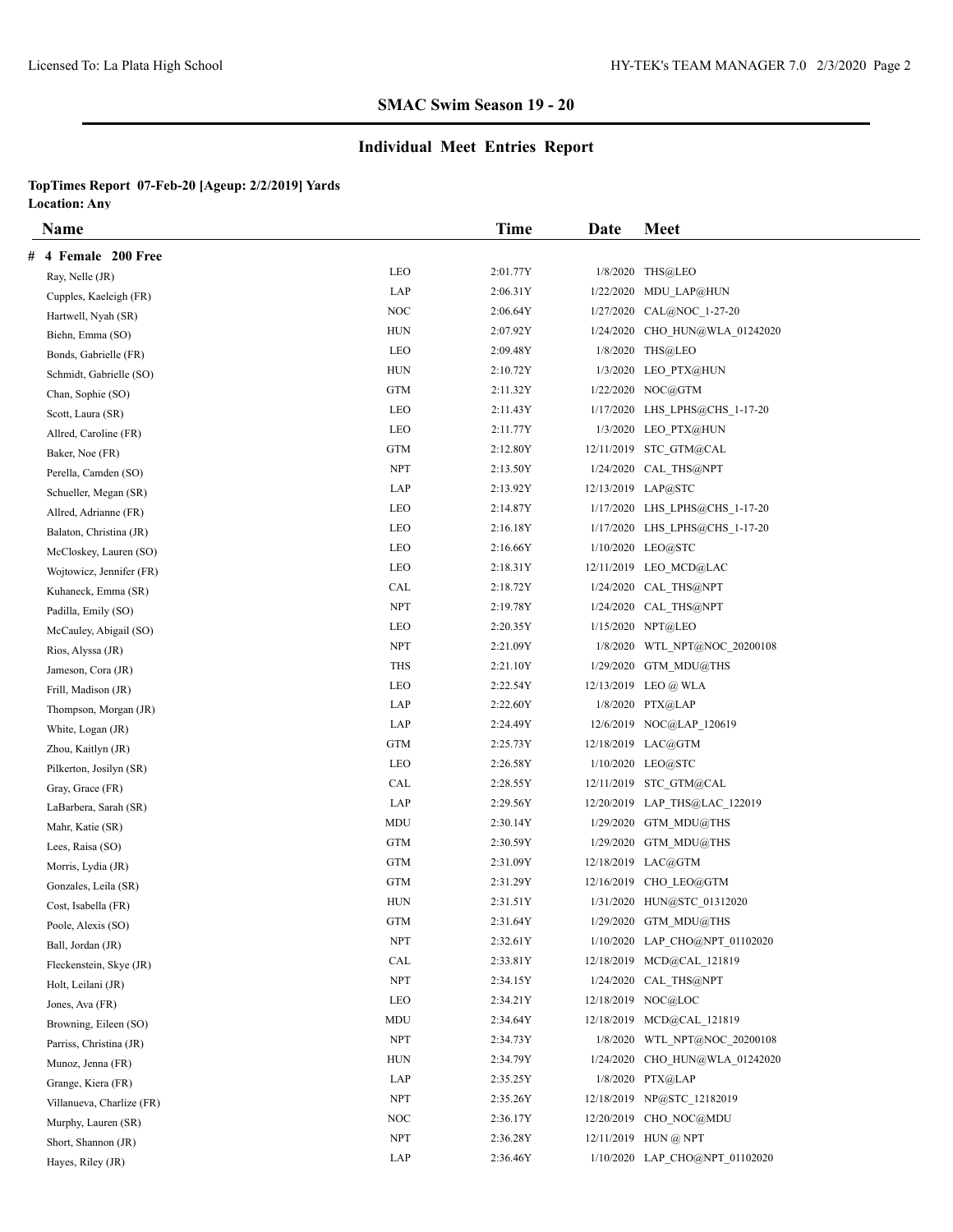## SMAC Swim Season 19 - 20

## Individual Meet Entries Report

**TopTimes Report 07-Feb-20 [Ageup: 2/2/2019] Yards**
**Location: Any**

| Name | Team | Time | Date | Meet |
|---|---|---|---|---|
| **# 4 Female 200 Free** | | | | |
| Ray, Nelle (JR) | LEO | 2:01.77Y | 1/8/2020 | THS@LEO |
| Cupples, Kaeleigh (FR) | LAP | 2:06.31Y | 1/22/2020 | MDU_LAP@HUN |
| Hartwell, Nyah (SR) | NOC | 2:06.64Y | 1/27/2020 | CAL@NOC_1-27-20 |
| Biehn, Emma (SO) | HUN | 2:07.92Y | 1/24/2020 | CHO_HUN@WLA_01242020 |
| Bonds, Gabrielle (FR) | LEO | 2:09.48Y | 1/8/2020 | THS@LEO |
| Schmidt, Gabrielle (SO) | HUN | 2:10.72Y | 1/3/2020 | LEO_PTX@HUN |
| Chan, Sophie (SO) | GTM | 2:11.32Y | 1/22/2020 | NOC@GTM |
| Scott, Laura (SR) | LEO | 2:11.43Y | 1/17/2020 | LHS_LPHS@CHS_1-17-20 |
| Allred, Caroline (FR) | LEO | 2:11.77Y | 1/3/2020 | LEO_PTX@HUN |
| Baker, Noe (FR) | GTM | 2:12.80Y | 12/11/2019 | STC_GTM@CAL |
| Perella, Camden (SO) | NPT | 2:13.50Y | 1/24/2020 | CAL_THS@NPT |
| Schueller, Megan (SR) | LAP | 2:13.92Y | 12/13/2019 | LAP@STC |
| Allred, Adrianne (FR) | LEO | 2:14.87Y | 1/17/2020 | LHS_LPHS@CHS_1-17-20 |
| Balaton, Christina (JR) | LEO | 2:16.18Y | 1/17/2020 | LHS_LPHS@CHS_1-17-20 |
| McCloskey, Lauren (SO) | LEO | 2:16.66Y | 1/10/2020 | LEO@STC |
| Wojtowicz, Jennifer (FR) | LEO | 2:18.31Y | 12/11/2019 | LEO_MCD@LAC |
| Kuhaneck, Emma (SR) | CAL | 2:18.72Y | 1/24/2020 | CAL_THS@NPT |
| Padilla, Emily (SO) | NPT | 2:19.78Y | 1/24/2020 | CAL_THS@NPT |
| McCauley, Abigail (SO) | LEO | 2:20.35Y | 1/15/2020 | NPT@LEO |
| Rios, Alyssa (JR) | NPT | 2:21.09Y | 1/8/2020 | WTL_NPT@NOC_20200108 |
| Jameson, Cora (JR) | THS | 2:21.10Y | 1/29/2020 | GTM_MDU@THS |
| Frill, Madison (JR) | LEO | 2:22.54Y | 12/13/2019 | LEO @ WLA |
| Thompson, Morgan (JR) | LAP | 2:22.60Y | 1/8/2020 | PTX@LAP |
| White, Logan (JR) | LAP | 2:24.49Y | 12/6/2019 | NOC@LAP_120619 |
| Zhou, Kaitlyn (JR) | GTM | 2:25.73Y | 12/18/2019 | LAC@GTM |
| Pilkerton, Josilyn (SR) | LEO | 2:26.58Y | 1/10/2020 | LEO@STC |
| Gray, Grace (FR) | CAL | 2:28.55Y | 12/11/2019 | STC_GTM@CAL |
| LaBarbera, Sarah (SR) | LAP | 2:29.56Y | 12/20/2019 | LAP_THS@LAC_122019 |
| Mahr, Katie (SR) | MDU | 2:30.14Y | 1/29/2020 | GTM_MDU@THS |
| Lees, Raisa (SO) | GTM | 2:30.59Y | 1/29/2020 | GTM_MDU@THS |
| Morris, Lydia (JR) | GTM | 2:31.09Y | 12/18/2019 | LAC@GTM |
| Gonzales, Leila (SR) | GTM | 2:31.29Y | 12/16/2019 | CHO_LEO@GTM |
| Cost, Isabella (FR) | HUN | 2:31.51Y | 1/31/2020 | HUN@STC_01312020 |
| Poole, Alexis (SO) | GTM | 2:31.64Y | 1/29/2020 | GTM_MDU@THS |
| Ball, Jordan (JR) | NPT | 2:32.61Y | 1/10/2020 | LAP_CHO@NPT_01102020 |
| Fleckenstein, Skye (JR) | CAL | 2:33.81Y | 12/18/2019 | MCD@CAL_121819 |
| Holt, Leilani (JR) | NPT | 2:34.15Y | 1/24/2020 | CAL_THS@NPT |
| Jones, Ava (FR) | LEO | 2:34.21Y | 12/18/2019 | NOC@LOC |
| Browning, Eileen (SO) | MDU | 2:34.64Y | 12/18/2019 | MCD@CAL_121819 |
| Parriss, Christina (JR) | NPT | 2:34.73Y | 1/8/2020 | WTL_NPT@NOC_20200108 |
| Munoz, Jenna (FR) | HUN | 2:34.79Y | 1/24/2020 | CHO_HUN@WLA_01242020 |
| Grange, Kiera (FR) | LAP | 2:35.25Y | 1/8/2020 | PTX@LAP |
| Villanueva, Charlize (FR) | NPT | 2:35.26Y | 12/18/2019 | NP@STC_12182019 |
| Murphy, Lauren (SR) | NOC | 2:36.17Y | 12/20/2019 | CHO_NOC@MDU |
| Short, Shannon (JR) | NPT | 2:36.28Y | 12/11/2019 | HUN @ NPT |
| Hayes, Riley (JR) | LAP | 2:36.46Y | 1/10/2020 | LAP_CHO@NPT_01102020 |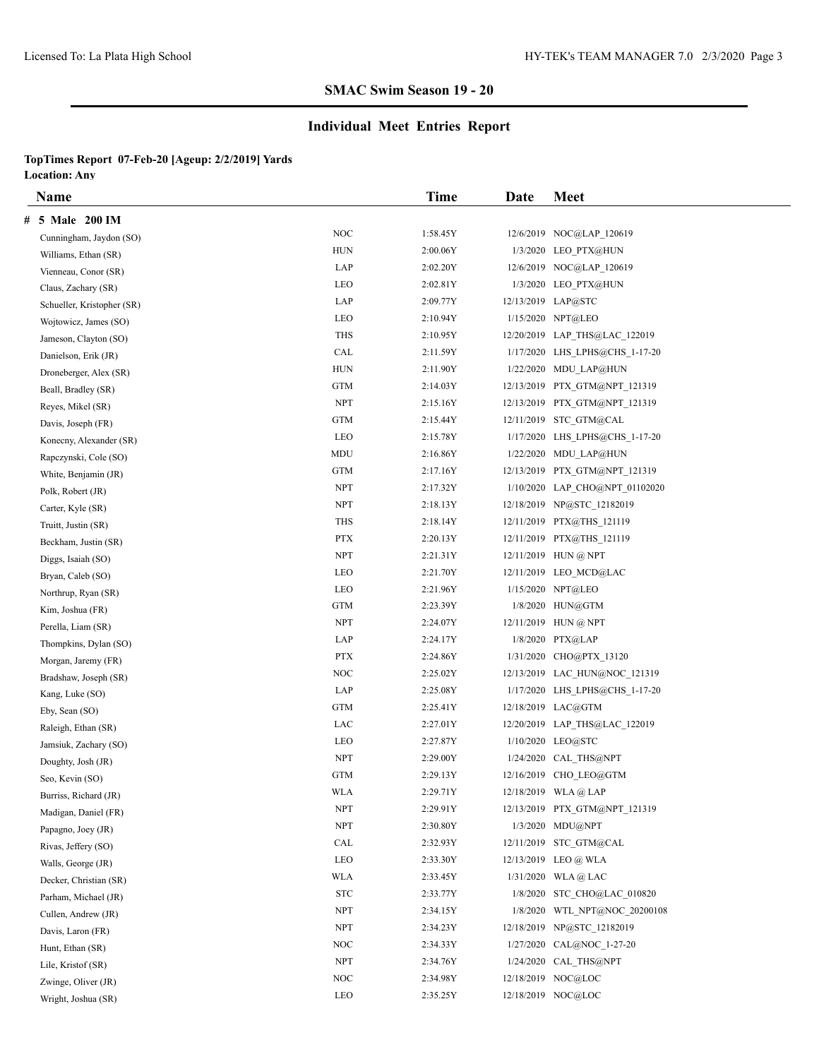## SMAC Swim Season 19 - 20

## Individual Meet Entries Report

**TopTimes Report 07-Feb-20 [Ageup: 2/2/2019] Yards**
**Location: Any**

| Name | | Time | Date | Meet |
|---|---|---|---|---|
| **# 5 Male 200 IM** | | | | |
| Cunningham, Jaydon (SO) | NOC | 1:58.45Y | 12/6/2019 | NOC@LAP_120619 |
| Williams, Ethan (SR) | HUN | 2:00.06Y | 1/3/2020 | LEO_PTX@HUN |
| Vienneau, Conor (SR) | LAP | 2:02.20Y | 12/6/2019 | NOC@LAP_120619 |
| Claus, Zachary (SR) | LEO | 2:02.81Y | 1/3/2020 | LEO_PTX@HUN |
| Schueller, Kristopher (SR) | LAP | 2:09.77Y | 12/13/2019 | LAP@STC |
| Wojtowicz, James (SO) | LEO | 2:10.94Y | 1/15/2020 | NPT@LEO |
| Jameson, Clayton (SO) | THS | 2:10.95Y | 12/20/2019 | LAP_THS@LAC_122019 |
| Danielson, Erik (JR) | CAL | 2:11.59Y | 1/17/2020 | LHS_LPHS@CHS_1-17-20 |
| Droneberger, Alex (SR) | HUN | 2:11.90Y | 1/22/2020 | MDU_LAP@HUN |
| Beall, Bradley (SR) | GTM | 2:14.03Y | 12/13/2019 | PTX_GTM@NPT_121319 |
| Reyes, Mikel (SR) | NPT | 2:15.16Y | 12/13/2019 | PTX_GTM@NPT_121319 |
| Davis, Joseph (FR) | GTM | 2:15.44Y | 12/11/2019 | STC_GTM@CAL |
| Konecny, Alexander (SR) | LEO | 2:15.78Y | 1/17/2020 | LHS_LPHS@CHS_1-17-20 |
| Rapczynski, Cole (SO) | MDU | 2:16.86Y | 1/22/2020 | MDU_LAP@HUN |
| White, Benjamin (JR) | GTM | 2:17.16Y | 12/13/2019 | PTX_GTM@NPT_121319 |
| Polk, Robert (JR) | NPT | 2:17.32Y | 1/10/2020 | LAP_CHO@NPT_01102020 |
| Carter, Kyle (SR) | NPT | 2:18.13Y | 12/18/2019 | NP@STC_12182019 |
| Truitt, Justin (SR) | THS | 2:18.14Y | 12/11/2019 | PTX@THS_121119 |
| Beckham, Justin (SR) | PTX | 2:20.13Y | 12/11/2019 | PTX@THS_121119 |
| Diggs, Isaiah (SO) | NPT | 2:21.31Y | 12/11/2019 | HUN @ NPT |
| Bryan, Caleb (SO) | LEO | 2:21.70Y | 12/11/2019 | LEO_MCD@LAC |
| Northrup, Ryan (SR) | LEO | 2:21.96Y | 1/15/2020 | NPT@LEO |
| Kim, Joshua (FR) | GTM | 2:23.39Y | 1/8/2020 | HUN@GTM |
| Perella, Liam (SR) | NPT | 2:24.07Y | 12/11/2019 | HUN @ NPT |
| Thompkins, Dylan (SO) | LAP | 2:24.17Y | 1/8/2020 | PTX@LAP |
| Morgan, Jaremy (FR) | PTX | 2:24.86Y | 1/31/2020 | CHO@PTX_13120 |
| Bradshaw, Joseph (SR) | NOC | 2:25.02Y | 12/13/2019 | LAC_HUN@NOC_121319 |
| Kang, Luke (SO) | LAP | 2:25.08Y | 1/17/2020 | LHS_LPHS@CHS_1-17-20 |
| Eby, Sean (SO) | GTM | 2:25.41Y | 12/18/2019 | LAC@GTM |
| Raleigh, Ethan (SR) | LAC | 2:27.01Y | 12/20/2019 | LAP_THS@LAC_122019 |
| Jamsiuk, Zachary (SO) | LEO | 2:27.87Y | 1/10/2020 | LEO@STC |
| Doughty, Josh (JR) | NPT | 2:29.00Y | 1/24/2020 | CAL_THS@NPT |
| Seo, Kevin (SO) | GTM | 2:29.13Y | 12/16/2019 | CHO_LEO@GTM |
| Burriss, Richard (JR) | WLA | 2:29.71Y | 12/18/2019 | WLA @ LAP |
| Madigan, Daniel (FR) | NPT | 2:29.91Y | 12/13/2019 | PTX_GTM@NPT_121319 |
| Papagno, Joey (JR) | NPT | 2:30.80Y | 1/3/2020 | MDU@NPT |
| Rivas, Jeffery (SO) | CAL | 2:32.93Y | 12/11/2019 | STC_GTM@CAL |
| Walls, George (JR) | LEO | 2:33.30Y | 12/13/2019 | LEO @ WLA |
| Decker, Christian (SR) | WLA | 2:33.45Y | 1/31/2020 | WLA @ LAC |
| Parham, Michael (JR) | STC | 2:33.77Y | 1/8/2020 | STC_CHO@LAC_010820 |
| Cullen, Andrew (JR) | NPT | 2:34.15Y | 1/8/2020 | WTL_NPT@NOC_20200108 |
| Davis, Laron (FR) | NPT | 2:34.23Y | 12/18/2019 | NP@STC_12182019 |
| Hunt, Ethan (SR) | NOC | 2:34.33Y | 1/27/2020 | CAL@NOC_1-27-20 |
| Lile, Kristof (SR) | NPT | 2:34.76Y | 1/24/2020 | CAL_THS@NPT |
| Zwinge, Oliver (JR) | NOC | 2:34.98Y | 12/18/2019 | NOC@LOC |
| Wright, Joshua (SR) | LEO | 2:35.25Y | 12/18/2019 | NOC@LOC |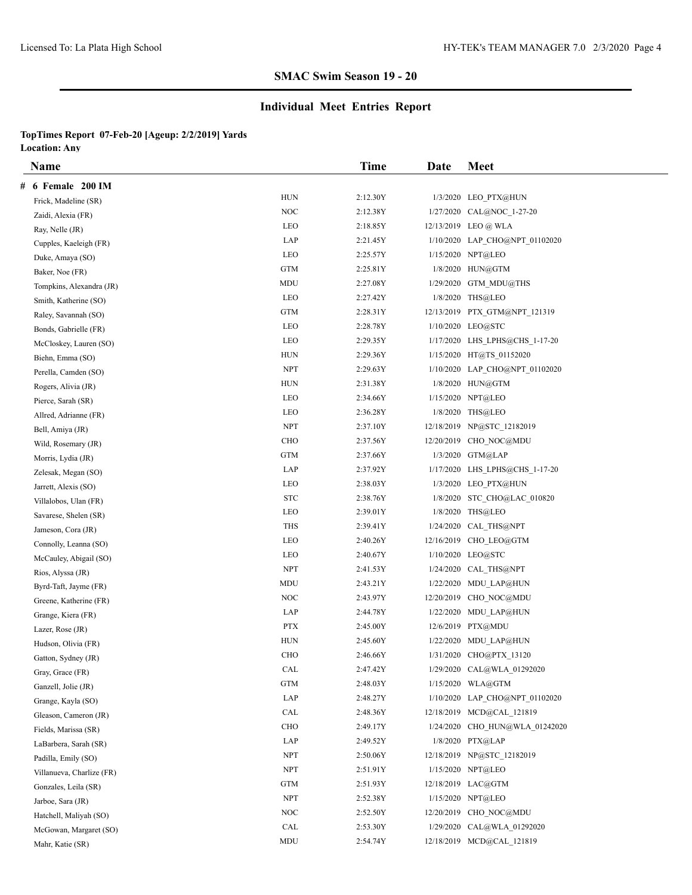## SMAC Swim Season 19 - 20

## Individual Meet Entries Report

**TopTimes Report 07-Feb-20 [Ageup: 2/2/2019] Yards**
**Location: Any**

| Name | Team | Time | Date | Meet |
|---|---|---|---|---|
| **# 6 Female 200 IM** | | | | |
| Frick, Madeline (SR) | HUN | 2:12.30Y | 1/3/2020 | LEO_PTX@HUN |
| Zaidi, Alexia (FR) | NOC | 2:12.38Y | 1/27/2020 | CAL@NOC_1-27-20 |
| Ray, Nelle (JR) | LEO | 2:18.85Y | 12/13/2019 | LEO @ WLA |
| Cupples, Kaeleigh (FR) | LAP | 2:21.45Y | 1/10/2020 | LAP_CHO@NPT_01102020 |
| Duke, Amaya (SO) | LEO | 2:25.57Y | 1/15/2020 | NPT@LEO |
| Baker, Noe (FR) | GTM | 2:25.81Y | 1/8/2020 | HUN@GTM |
| Tompkins, Alexandra (JR) | MDU | 2:27.08Y | 1/29/2020 | GTM_MDU@THS |
| Smith, Katherine (SO) | LEO | 2:27.42Y | 1/8/2020 | THS@LEO |
| Raley, Savannah (SO) | GTM | 2:28.31Y | 12/13/2019 | PTX_GTM@NPT_121319 |
| Bonds, Gabrielle (FR) | LEO | 2:28.78Y | 1/10/2020 | LEO@STC |
| McCloskey, Lauren (SO) | LEO | 2:29.35Y | 1/17/2020 | LHS_LPHS@CHS_1-17-20 |
| Biehn, Emma (SO) | HUN | 2:29.36Y | 1/15/2020 | HT@TS_01152020 |
| Perella, Camden (SO) | NPT | 2:29.63Y | 1/10/2020 | LAP_CHO@NPT_01102020 |
| Rogers, Alivia (JR) | HUN | 2:31.38Y | 1/8/2020 | HUN@GTM |
| Pierce, Sarah (SR) | LEO | 2:34.66Y | 1/15/2020 | NPT@LEO |
| Allred, Adrianne (FR) | LEO | 2:36.28Y | 1/8/2020 | THS@LEO |
| Bell, Amiya (JR) | NPT | 2:37.10Y | 12/18/2019 | NP@STC_12182019 |
| Wild, Rosemary (JR) | CHO | 2:37.56Y | 12/20/2019 | CHO_NOC@MDU |
| Morris, Lydia (JR) | GTM | 2:37.66Y | 1/3/2020 | GTM@LAP |
| Zelesak, Megan (SO) | LAP | 2:37.92Y | 1/17/2020 | LHS_LPHS@CHS_1-17-20 |
| Jarrett, Alexis (SO) | LEO | 2:38.03Y | 1/3/2020 | LEO_PTX@HUN |
| Villalobos, Ulan (FR) | STC | 2:38.76Y | 1/8/2020 | STC_CHO@LAC_010820 |
| Savarese, Shelen (SR) | LEO | 2:39.01Y | 1/8/2020 | THS@LEO |
| Jameson, Cora (JR) | THS | 2:39.41Y | 1/24/2020 | CAL_THS@NPT |
| Connolly, Leanna (SO) | LEO | 2:40.26Y | 12/16/2019 | CHO_LEO@GTM |
| McCauley, Abigail (SO) | LEO | 2:40.67Y | 1/10/2020 | LEO@STC |
| Rios, Alyssa (JR) | NPT | 2:41.53Y | 1/24/2020 | CAL_THS@NPT |
| Byrd-Taft, Jayme (FR) | MDU | 2:43.21Y | 1/22/2020 | MDU_LAP@HUN |
| Greene, Katherine (FR) | NOC | 2:43.97Y | 12/20/2019 | CHO_NOC@MDU |
| Grange, Kiera (FR) | LAP | 2:44.78Y | 1/22/2020 | MDU_LAP@HUN |
| Lazer, Rose (JR) | PTX | 2:45.00Y | 12/6/2019 | PTX@MDU |
| Hudson, Olivia (FR) | HUN | 2:45.60Y | 1/22/2020 | MDU_LAP@HUN |
| Gatton, Sydney (JR) | CHO | 2:46.66Y | 1/31/2020 | CHO@PTX_13120 |
| Gray, Grace (FR) | CAL | 2:47.42Y | 1/29/2020 | CAL@WLA_01292020 |
| Ganzell, Jolie (JR) | GTM | 2:48.03Y | 1/15/2020 | WLA@GTM |
| Grange, Kayla (SO) | LAP | 2:48.27Y | 1/10/2020 | LAP_CHO@NPT_01102020 |
| Gleason, Cameron (JR) | CAL | 2:48.36Y | 12/18/2019 | MCD@CAL_121819 |
| Fields, Marissa (SR) | CHO | 2:49.17Y | 1/24/2020 | CHO_HUN@WLA_01242020 |
| LaBarbera, Sarah (SR) | LAP | 2:49.52Y | 1/8/2020 | PTX@LAP |
| Padilla, Emily (SO) | NPT | 2:50.06Y | 12/18/2019 | NP@STC_12182019 |
| Villanueva, Charlize (FR) | NPT | 2:51.91Y | 1/15/2020 | NPT@LEO |
| Gonzales, Leila (SR) | GTM | 2:51.93Y | 12/18/2019 | LAC@GTM |
| Jarboe, Sara (JR) | NPT | 2:52.38Y | 1/15/2020 | NPT@LEO |
| Hatchell, Maliyah (SO) | NOC | 2:52.50Y | 12/20/2019 | CHO_NOC@MDU |
| McGowan, Margaret (SO) | CAL | 2:53.30Y | 1/29/2020 | CAL@WLA_01292020 |
| Mahr, Katie (SR) | MDU | 2:54.74Y | 12/18/2019 | MCD@CAL_121819 |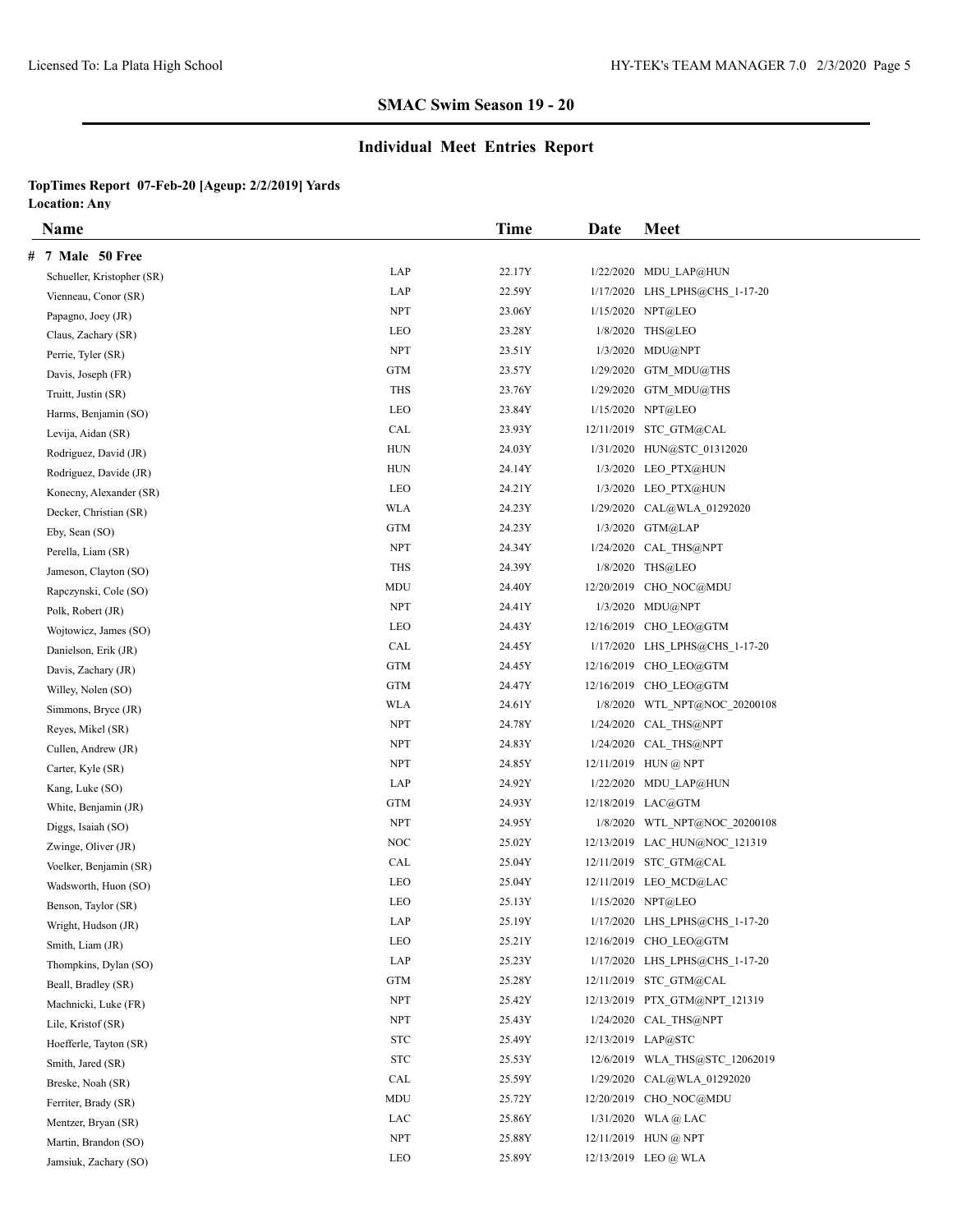## SMAC Swim Season 19 - 20

## Individual Meet Entries Report

**TopTimes Report 07-Feb-20 [Ageup: 2/2/2019] Yards**
**Location: Any**

| Name | | Time | Date | Meet |
|---|---|---|---|---|
| **# 7 Male 50 Free** | | | | |
| Schueller, Kristopher (SR) | LAP | 22.17Y | 1/22/2020 | MDU_LAP@HUN |
| Vienneau, Conor (SR) | LAP | 22.59Y | 1/17/2020 | LHS_LPHS@CHS_1-17-20 |
| Papagno, Joey (JR) | NPT | 23.06Y | 1/15/2020 | NPT@LEO |
| Claus, Zachary (SR) | LEO | 23.28Y | 1/8/2020 | THS@LEO |
| Perrie, Tyler (SR) | NPT | 23.51Y | 1/3/2020 | MDU@NPT |
| Davis, Joseph (FR) | GTM | 23.57Y | 1/29/2020 | GTM_MDU@THS |
| Truitt, Justin (SR) | THS | 23.76Y | 1/29/2020 | GTM_MDU@THS |
| Harms, Benjamin (SO) | LEO | 23.84Y | 1/15/2020 | NPT@LEO |
| Levija, Aidan (SR) | CAL | 23.93Y | 12/11/2019 | STC_GTM@CAL |
| Rodriguez, David (JR) | HUN | 24.03Y | 1/31/2020 | HUN@STC_01312020 |
| Rodriguez, Davide (JR) | HUN | 24.14Y | 1/3/2020 | LEO_PTX@HUN |
| Konecny, Alexander (SR) | LEO | 24.21Y | 1/3/2020 | LEO_PTX@HUN |
| Decker, Christian (SR) | WLA | 24.23Y | 1/29/2020 | CAL@WLA_01292020 |
| Eby, Sean (SO) | GTM | 24.23Y | 1/3/2020 | GTM@LAP |
| Perella, Liam (SR) | NPT | 24.34Y | 1/24/2020 | CAL_THS@NPT |
| Jameson, Clayton (SO) | THS | 24.39Y | 1/8/2020 | THS@LEO |
| Rapczynski, Cole (SO) | MDU | 24.40Y | 12/20/2019 | CHO_NOC@MDU |
| Polk, Robert (JR) | NPT | 24.41Y | 1/3/2020 | MDU@NPT |
| Wojtowicz, James (SO) | LEO | 24.43Y | 12/16/2019 | CHO_LEO@GTM |
| Danielson, Erik (JR) | CAL | 24.45Y | 1/17/2020 | LHS_LPHS@CHS_1-17-20 |
| Davis, Zachary (JR) | GTM | 24.45Y | 12/16/2019 | CHO_LEO@GTM |
| Willey, Nolen (SO) | GTM | 24.47Y | 12/16/2019 | CHO_LEO@GTM |
| Simmons, Bryce (JR) | WLA | 24.61Y | 1/8/2020 | WTL_NPT@NOC_20200108 |
| Reyes, Mikel (SR) | NPT | 24.78Y | 1/24/2020 | CAL_THS@NPT |
| Cullen, Andrew (JR) | NPT | 24.83Y | 1/24/2020 | CAL_THS@NPT |
| Carter, Kyle (SR) | NPT | 24.85Y | 12/11/2019 | HUN @ NPT |
| Kang, Luke (SO) | LAP | 24.92Y | 1/22/2020 | MDU_LAP@HUN |
| White, Benjamin (JR) | GTM | 24.93Y | 12/18/2019 | LAC@GTM |
| Diggs, Isaiah (SO) | NPT | 24.95Y | 1/8/2020 | WTL_NPT@NOC_20200108 |
| Zwinge, Oliver (JR) | NOC | 25.02Y | 12/13/2019 | LAC_HUN@NOC_121319 |
| Voelker, Benjamin (SR) | CAL | 25.04Y | 12/11/2019 | STC_GTM@CAL |
| Wadsworth, Huon (SO) | LEO | 25.04Y | 12/11/2019 | LEO_MCD@LAC |
| Benson, Taylor (SR) | LEO | 25.13Y | 1/15/2020 | NPT@LEO |
| Wright, Hudson (JR) | LAP | 25.19Y | 1/17/2020 | LHS_LPHS@CHS_1-17-20 |
| Smith, Liam (JR) | LEO | 25.21Y | 12/16/2019 | CHO_LEO@GTM |
| Thompkins, Dylan (SO) | LAP | 25.23Y | 1/17/2020 | LHS_LPHS@CHS_1-17-20 |
| Beall, Bradley (SR) | GTM | 25.28Y | 12/11/2019 | STC_GTM@CAL |
| Machnicki, Luke (FR) | NPT | 25.42Y | 12/13/2019 | PTX_GTM@NPT_121319 |
| Lile, Kristof (SR) | NPT | 25.43Y | 1/24/2020 | CAL_THS@NPT |
| Hoefferle, Tayton (SR) | STC | 25.49Y | 12/13/2019 | LAP@STC |
| Smith, Jared (SR) | STC | 25.53Y | 12/6/2019 | WLA_THS@STC_12062019 |
| Breske, Noah (SR) | CAL | 25.59Y | 1/29/2020 | CAL@WLA_01292020 |
| Ferriter, Brady (SR) | MDU | 25.72Y | 12/20/2019 | CHO_NOC@MDU |
| Mentzer, Bryan (SR) | LAC | 25.86Y | 1/31/2020 | WLA @ LAC |
| Martin, Brandon (SO) | NPT | 25.88Y | 12/11/2019 | HUN @ NPT |
| Jamsiuk, Zachary (SO) | LEO | 25.89Y | 12/13/2019 | LEO @ WLA |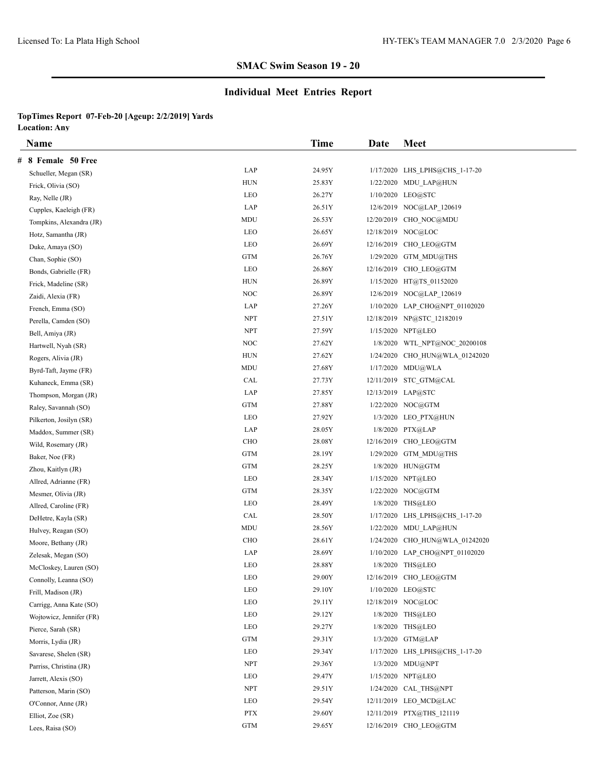## SMAC Swim Season 19 - 20

## Individual Meet Entries Report

**TopTimes Report 07-Feb-20 [Ageup: 2/2/2019] Yards**
**Location: Any**

| Name | | Time | Date | Meet |
|---|---|---|---|---|
| **# 8 Female 50 Free** | | | | |
| Schueller, Megan (SR) | LAP | 24.95Y | 1/17/2020 | LHS_LPHS@CHS_1-17-20 |
| Frick, Olivia (SO) | HUN | 25.83Y | 1/22/2020 | MDU_LAP@HUN |
| Ray, Nelle (JR) | LEO | 26.27Y | 1/10/2020 | LEO@STC |
| Cupples, Kaeleigh (FR) | LAP | 26.51Y | 12/6/2019 | NOC@LAP_120619 |
| Tompkins, Alexandra (JR) | MDU | 26.53Y | 12/20/2019 | CHO_NOC@MDU |
| Hotz, Samantha (JR) | LEO | 26.65Y | 12/18/2019 | NOC@LOC |
| Duke, Amaya (SO) | LEO | 26.69Y | 12/16/2019 | CHO_LEO@GTM |
| Chan, Sophie (SO) | GTM | 26.76Y | 1/29/2020 | GTM_MDU@THS |
| Bonds, Gabrielle (FR) | LEO | 26.86Y | 12/16/2019 | CHO_LEO@GTM |
| Frick, Madeline (SR) | HUN | 26.89Y | 1/15/2020 | HT@TS_01152020 |
| Zaidi, Alexia (FR) | NOC | 26.89Y | 12/6/2019 | NOC@LAP_120619 |
| French, Emma (SO) | LAP | 27.26Y | 1/10/2020 | LAP_CHO@NPT_01102020 |
| Perella, Camden (SO) | NPT | 27.51Y | 12/18/2019 | NP@STC_12182019 |
| Bell, Amiya (JR) | NPT | 27.59Y | 1/15/2020 | NPT@LEO |
| Hartwell, Nyah (SR) | NOC | 27.62Y | 1/8/2020 | WTL_NPT@NOC_20200108 |
| Rogers, Alivia (JR) | HUN | 27.62Y | 1/24/2020 | CHO_HUN@WLA_01242020 |
| Byrd-Taft, Jayme (FR) | MDU | 27.68Y | 1/17/2020 | MDU@WLA |
| Kuhaneck, Emma (SR) | CAL | 27.73Y | 12/11/2019 | STC_GTM@CAL |
| Thompson, Morgan (JR) | LAP | 27.85Y | 12/13/2019 | LAP@STC |
| Raley, Savannah (SO) | GTM | 27.88Y | 1/22/2020 | NOC@GTM |
| Pilkerton, Josilyn (SR) | LEO | 27.92Y | 1/3/2020 | LEO_PTX@HUN |
| Maddox, Summer (SR) | LAP | 28.05Y | 1/8/2020 | PTX@LAP |
| Wild, Rosemary (JR) | CHO | 28.08Y | 12/16/2019 | CHO_LEO@GTM |
| Baker, Noe (FR) | GTM | 28.19Y | 1/29/2020 | GTM_MDU@THS |
| Zhou, Kaitlyn (JR) | GTM | 28.25Y | 1/8/2020 | HUN@GTM |
| Allred, Adrianne (FR) | LEO | 28.34Y | 1/15/2020 | NPT@LEO |
| Mesmer, Olivia (JR) | GTM | 28.35Y | 1/22/2020 | NOC@GTM |
| Allred, Caroline (FR) | LEO | 28.49Y | 1/8/2020 | THS@LEO |
| DeHetre, Kayla (SR) | CAL | 28.50Y | 1/17/2020 | LHS_LPHS@CHS_1-17-20 |
| Hulvey, Reagan (SO) | MDU | 28.56Y | 1/22/2020 | MDU_LAP@HUN |
| Moore, Bethany (JR) | CHO | 28.61Y | 1/24/2020 | CHO_HUN@WLA_01242020 |
| Zelesak, Megan (SO) | LAP | 28.69Y | 1/10/2020 | LAP_CHO@NPT_01102020 |
| McCloskey, Lauren (SO) | LEO | 28.88Y | 1/8/2020 | THS@LEO |
| Connolly, Leanna (SO) | LEO | 29.00Y | 12/16/2019 | CHO_LEO@GTM |
| Frill, Madison (JR) | LEO | 29.10Y | 1/10/2020 | LEO@STC |
| Carrigg, Anna Kate (SO) | LEO | 29.11Y | 12/18/2019 | NOC@LOC |
| Wojtowicz, Jennifer (FR) | LEO | 29.12Y | 1/8/2020 | THS@LEO |
| Pierce, Sarah (SR) | LEO | 29.27Y | 1/8/2020 | THS@LEO |
| Morris, Lydia (JR) | GTM | 29.31Y | 1/3/2020 | GTM@LAP |
| Savarese, Shelen (SR) | LEO | 29.34Y | 1/17/2020 | LHS_LPHS@CHS_1-17-20 |
| Parriss, Christina (JR) | NPT | 29.36Y | 1/3/2020 | MDU@NPT |
| Jarrett, Alexis (SO) | LEO | 29.47Y | 1/15/2020 | NPT@LEO |
| Patterson, Marin (SO) | NPT | 29.51Y | 1/24/2020 | CAL_THS@NPT |
| O'Connor, Anne (JR) | LEO | 29.54Y | 12/11/2019 | LEO_MCD@LAC |
| Elliot, Zoe (SR) | PTX | 29.60Y | 12/11/2019 | PTX@THS_121119 |
| Lees, Raisa (SO) | GTM | 29.65Y | 12/16/2019 | CHO_LEO@GTM |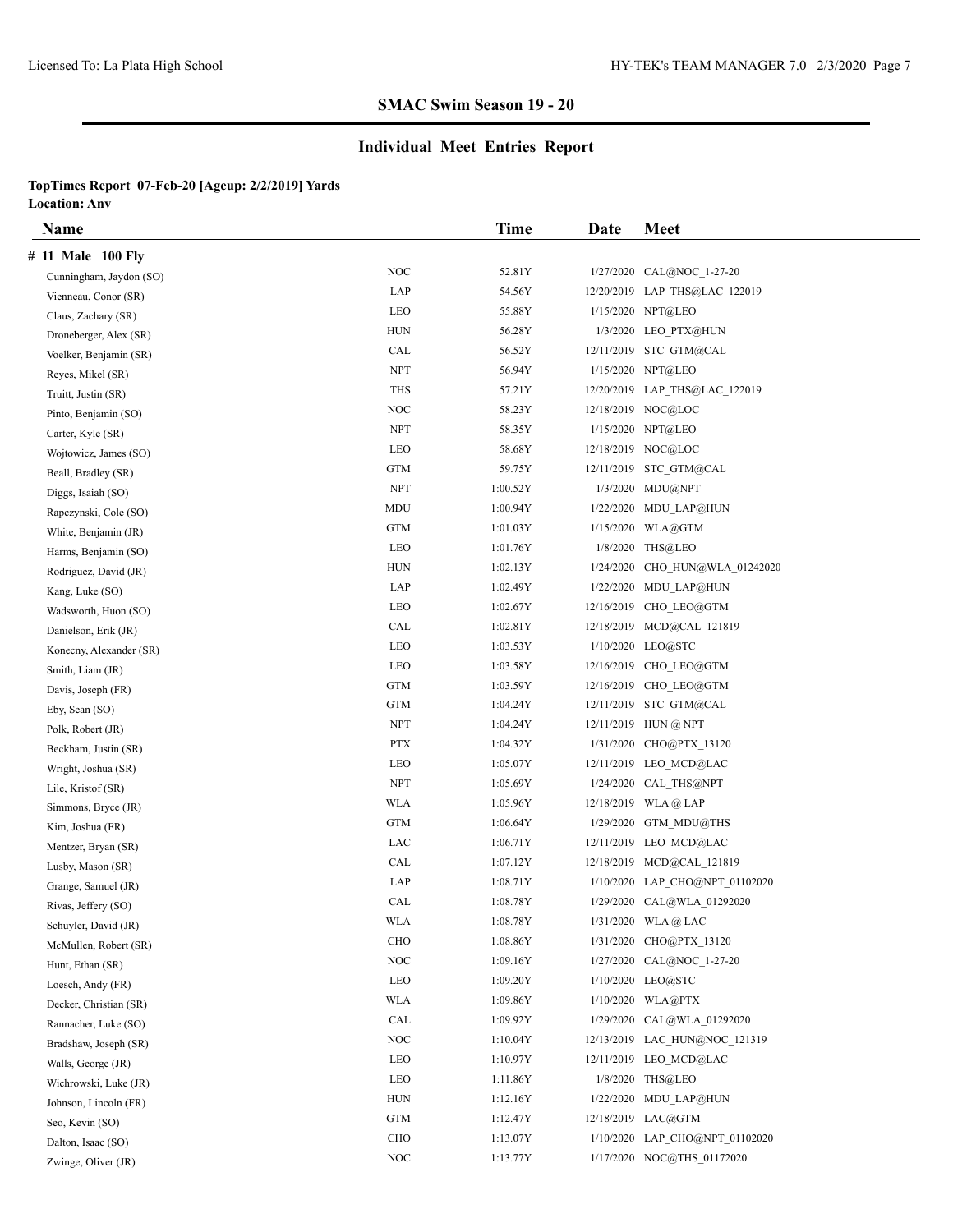## SMAC Swim Season 19 - 20

## Individual Meet Entries Report

**TopTimes Report 07-Feb-20 [Ageup: 2/2/2019] Yards**
**Location: Any**

| Name | | Time | Date | Meet |
|---|---|---|---|---|
| **# 11 Male 100 Fly** | | | | |
| Cunningham, Jaydon (SO) | NOC | 52.81Y | 1/27/2020 | CAL@NOC_1-27-20 |
| Vienneau, Conor (SR) | LAP | 54.56Y | 12/20/2019 | LAP_THS@LAC_122019 |
| Claus, Zachary (SR) | LEO | 55.88Y | 1/15/2020 | NPT@LEO |
| Droneberger, Alex (SR) | HUN | 56.28Y | 1/3/2020 | LEO_PTX@HUN |
| Voelker, Benjamin (SR) | CAL | 56.52Y | 12/11/2019 | STC_GTM@CAL |
| Reyes, Mikel (SR) | NPT | 56.94Y | 1/15/2020 | NPT@LEO |
| Truitt, Justin (SR) | THS | 57.21Y | 12/20/2019 | LAP_THS@LAC_122019 |
| Pinto, Benjamin (SO) | NOC | 58.23Y | 12/18/2019 | NOC@LOC |
| Carter, Kyle (SR) | NPT | 58.35Y | 1/15/2020 | NPT@LEO |
| Wojtowicz, James (SO) | LEO | 58.68Y | 12/18/2019 | NOC@LOC |
| Beall, Bradley (SR) | GTM | 59.75Y | 12/11/2019 | STC_GTM@CAL |
| Diggs, Isaiah (SO) | NPT | 1:00.52Y | 1/3/2020 | MDU@NPT |
| Rapczynski, Cole (SO) | MDU | 1:00.94Y | 1/22/2020 | MDU_LAP@HUN |
| White, Benjamin (JR) | GTM | 1:01.03Y | 1/15/2020 | WLA@GTM |
| Harms, Benjamin (SO) | LEO | 1:01.76Y | 1/8/2020 | THS@LEO |
| Rodriguez, David (JR) | HUN | 1:02.13Y | 1/24/2020 | CHO_HUN@WLA_01242020 |
| Kang, Luke (SO) | LAP | 1:02.49Y | 1/22/2020 | MDU_LAP@HUN |
| Wadsworth, Huon (SO) | LEO | 1:02.67Y | 12/16/2019 | CHO_LEO@GTM |
| Danielson, Erik (JR) | CAL | 1:02.81Y | 12/18/2019 | MCD@CAL_121819 |
| Konecny, Alexander (SR) | LEO | 1:03.53Y | 1/10/2020 | LEO@STC |
| Smith, Liam (JR) | LEO | 1:03.58Y | 12/16/2019 | CHO_LEO@GTM |
| Davis, Joseph (FR) | GTM | 1:03.59Y | 12/16/2019 | CHO_LEO@GTM |
| Eby, Sean (SO) | GTM | 1:04.24Y | 12/11/2019 | STC_GTM@CAL |
| Polk, Robert (JR) | NPT | 1:04.24Y | 12/11/2019 | HUN @ NPT |
| Beckham, Justin (SR) | PTX | 1:04.32Y | 1/31/2020 | CHO@PTX_13120 |
| Wright, Joshua (SR) | LEO | 1:05.07Y | 12/11/2019 | LEO_MCD@LAC |
| Lile, Kristof (SR) | NPT | 1:05.69Y | 1/24/2020 | CAL_THS@NPT |
| Simmons, Bryce (JR) | WLA | 1:05.96Y | 12/18/2019 | WLA @ LAP |
| Kim, Joshua (FR) | GTM | 1:06.64Y | 1/29/2020 | GTM_MDU@THS |
| Mentzer, Bryan (SR) | LAC | 1:06.71Y | 12/11/2019 | LEO_MCD@LAC |
| Lusby, Mason (SR) | CAL | 1:07.12Y | 12/18/2019 | MCD@CAL_121819 |
| Grange, Samuel (JR) | LAP | 1:08.71Y | 1/10/2020 | LAP_CHO@NPT_01102020 |
| Rivas, Jeffery (SO) | CAL | 1:08.78Y | 1/29/2020 | CAL@WLA_01292020 |
| Schuyler, David (JR) | WLA | 1:08.78Y | 1/31/2020 | WLA @ LAC |
| McMullen, Robert (SR) | CHO | 1:08.86Y | 1/31/2020 | CHO@PTX_13120 |
| Hunt, Ethan (SR) | NOC | 1:09.16Y | 1/27/2020 | CAL@NOC_1-27-20 |
| Loesch, Andy (FR) | LEO | 1:09.20Y | 1/10/2020 | LEO@STC |
| Decker, Christian (SR) | WLA | 1:09.86Y | 1/10/2020 | WLA@PTX |
| Rannacher, Luke (SO) | CAL | 1:09.92Y | 1/29/2020 | CAL@WLA_01292020 |
| Bradshaw, Joseph (SR) | NOC | 1:10.04Y | 12/13/2019 | LAC_HUN@NOC_121319 |
| Walls, George (JR) | LEO | 1:10.97Y | 12/11/2019 | LEO_MCD@LAC |
| Wichrowski, Luke (JR) | LEO | 1:11.86Y | 1/8/2020 | THS@LEO |
| Johnson, Lincoln (FR) | HUN | 1:12.16Y | 1/22/2020 | MDU_LAP@HUN |
| Seo, Kevin (SO) | GTM | 1:12.47Y | 12/18/2019 | LAC@GTM |
| Dalton, Isaac (SO) | CHO | 1:13.07Y | 1/10/2020 | LAP_CHO@NPT_01102020 |
| Zwinge, Oliver (JR) | NOC | 1:13.77Y | 1/17/2020 | NOC@THS_01172020 |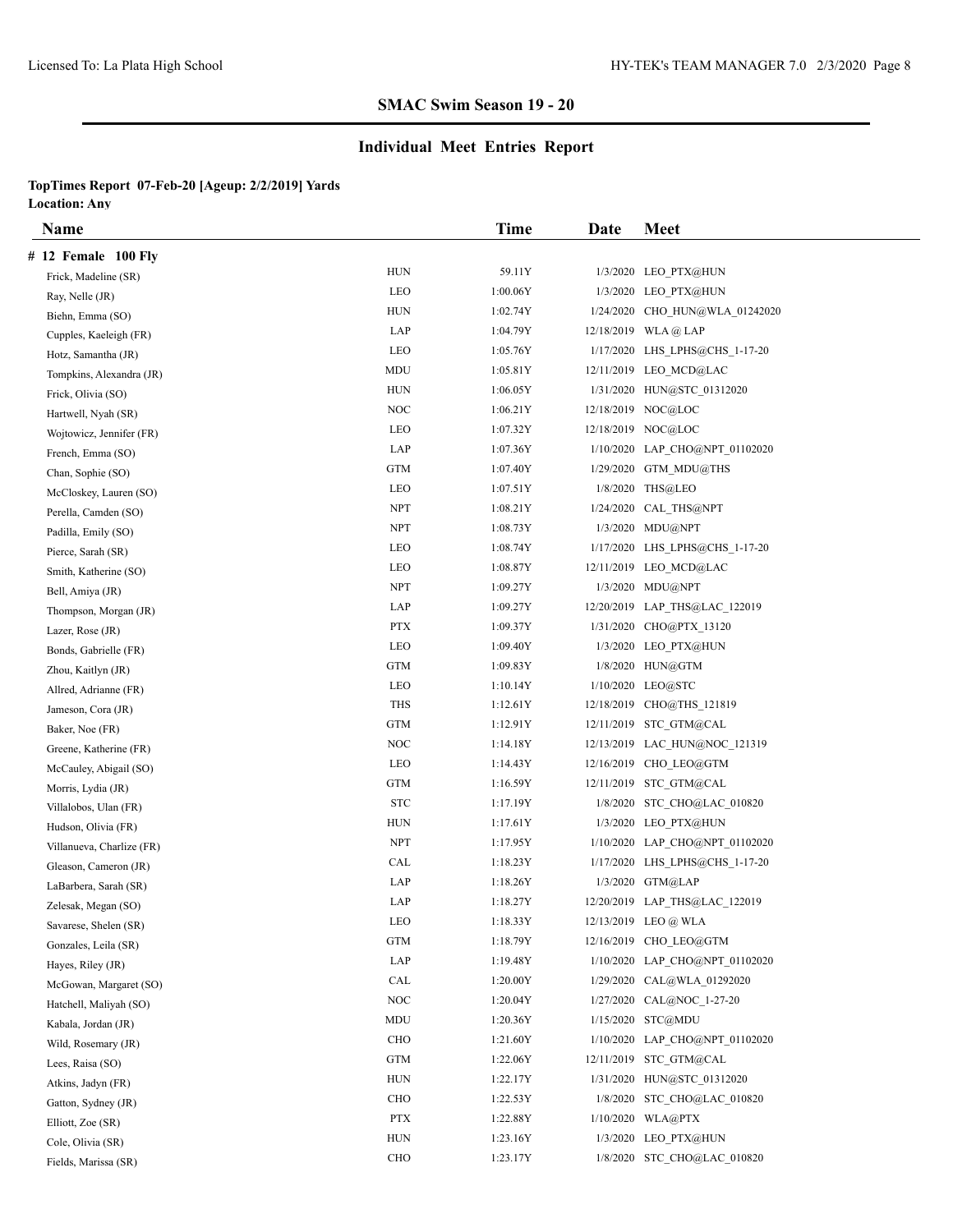## SMAC Swim Season 19 - 20

## Individual Meet Entries Report

**TopTimes Report 07-Feb-20 [Ageup: 2/2/2019] Yards**
**Location: Any**

| Name | | Time | Date | Meet |
|---|---|---|---|---|
| **# 12 Female 100 Fly** | | | | |
| Frick, Madeline (SR) | HUN | 59.11Y | 1/3/2020 | LEO_PTX@HUN |
| Ray, Nelle (JR) | LEO | 1:00.06Y | 1/3/2020 | LEO_PTX@HUN |
| Biehn, Emma (SO) | HUN | 1:02.74Y | 1/24/2020 | CHO_HUN@WLA_01242020 |
| Cupples, Kaeleigh (FR) | LAP | 1:04.79Y | 12/18/2019 | WLA @ LAP |
| Hotz, Samantha (JR) | LEO | 1:05.76Y | 1/17/2020 | LHS_LPHS@CHS_1-17-20 |
| Tompkins, Alexandra (JR) | MDU | 1:05.81Y | 12/11/2019 | LEO_MCD@LAC |
| Frick, Olivia (SO) | HUN | 1:06.05Y | 1/31/2020 | HUN@STC_01312020 |
| Hartwell, Nyah (SR) | NOC | 1:06.21Y | 12/18/2019 | NOC@LOC |
| Wojtowicz, Jennifer (FR) | LEO | 1:07.32Y | 12/18/2019 | NOC@LOC |
| French, Emma (SO) | LAP | 1:07.36Y | 1/10/2020 | LAP_CHO@NPT_01102020 |
| Chan, Sophie (SO) | GTM | 1:07.40Y | 1/29/2020 | GTM_MDU@THS |
| McCloskey, Lauren (SO) | LEO | 1:07.51Y | 1/8/2020 | THS@LEO |
| Perella, Camden (SO) | NPT | 1:08.21Y | 1/24/2020 | CAL_THS@NPT |
| Padilla, Emily (SO) | NPT | 1:08.73Y | 1/3/2020 | MDU@NPT |
| Pierce, Sarah (SR) | LEO | 1:08.74Y | 1/17/2020 | LHS_LPHS@CHS_1-17-20 |
| Smith, Katherine (SO) | LEO | 1:08.87Y | 12/11/2019 | LEO_MCD@LAC |
| Bell, Amiya (JR) | NPT | 1:09.27Y | 1/3/2020 | MDU@NPT |
| Thompson, Morgan (JR) | LAP | 1:09.27Y | 12/20/2019 | LAP_THS@LAC_122019 |
| Lazer, Rose (JR) | PTX | 1:09.37Y | 1/31/2020 | CHO@PTX_13120 |
| Bonds, Gabrielle (FR) | LEO | 1:09.40Y | 1/3/2020 | LEO_PTX@HUN |
| Zhou, Kaitlyn (JR) | GTM | 1:09.83Y | 1/8/2020 | HUN@GTM |
| Allred, Adrianne (FR) | LEO | 1:10.14Y | 1/10/2020 | LEO@STC |
| Jameson, Cora (JR) | THS | 1:12.61Y | 12/18/2019 | CHO@THS_121819 |
| Baker, Noe (FR) | GTM | 1:12.91Y | 12/11/2019 | STC_GTM@CAL |
| Greene, Katherine (FR) | NOC | 1:14.18Y | 12/13/2019 | LAC_HUN@NOC_121319 |
| McCauley, Abigail (SO) | LEO | 1:14.43Y | 12/16/2019 | CHO_LEO@GTM |
| Morris, Lydia (JR) | GTM | 1:16.59Y | 12/11/2019 | STC_GTM@CAL |
| Villalobos, Ulan (FR) | STC | 1:17.19Y | 1/8/2020 | STC_CHO@LAC_010820 |
| Hudson, Olivia (FR) | HUN | 1:17.61Y | 1/3/2020 | LEO_PTX@HUN |
| Villanueva, Charlize (FR) | NPT | 1:17.95Y | 1/10/2020 | LAP_CHO@NPT_01102020 |
| Gleason, Cameron (JR) | CAL | 1:18.23Y | 1/17/2020 | LHS_LPHS@CHS_1-17-20 |
| LaBarbera, Sarah (SR) | LAP | 1:18.26Y | 1/3/2020 | GTM@LAP |
| Zelesak, Megan (SO) | LAP | 1:18.27Y | 12/20/2019 | LAP_THS@LAC_122019 |
| Savarese, Shelen (SR) | LEO | 1:18.33Y | 12/13/2019 | LEO @ WLA |
| Gonzales, Leila (SR) | GTM | 1:18.79Y | 12/16/2019 | CHO_LEO@GTM |
| Hayes, Riley (JR) | LAP | 1:19.48Y | 1/10/2020 | LAP_CHO@NPT_01102020 |
| McGowan, Margaret (SO) | CAL | 1:20.00Y | 1/29/2020 | CAL@WLA_01292020 |
| Hatchell, Maliyah (SO) | NOC | 1:20.04Y | 1/27/2020 | CAL@NOC_1-27-20 |
| Kabala, Jordan (JR) | MDU | 1:20.36Y | 1/15/2020 | STC@MDU |
| Wild, Rosemary (JR) | CHO | 1:21.60Y | 1/10/2020 | LAP_CHO@NPT_01102020 |
| Lees, Raisa (SO) | GTM | 1:22.06Y | 12/11/2019 | STC_GTM@CAL |
| Atkins, Jadyn (FR) | HUN | 1:22.17Y | 1/31/2020 | HUN@STC_01312020 |
| Gatton, Sydney (JR) | CHO | 1:22.53Y | 1/8/2020 | STC_CHO@LAC_010820 |
| Elliott, Zoe (SR) | PTX | 1:22.88Y | 1/10/2020 | WLA@PTX |
| Cole, Olivia (SR) | HUN | 1:23.16Y | 1/3/2020 | LEO_PTX@HUN |
| Fields, Marissa (SR) | CHO | 1:23.17Y | 1/8/2020 | STC_CHO@LAC_010820 |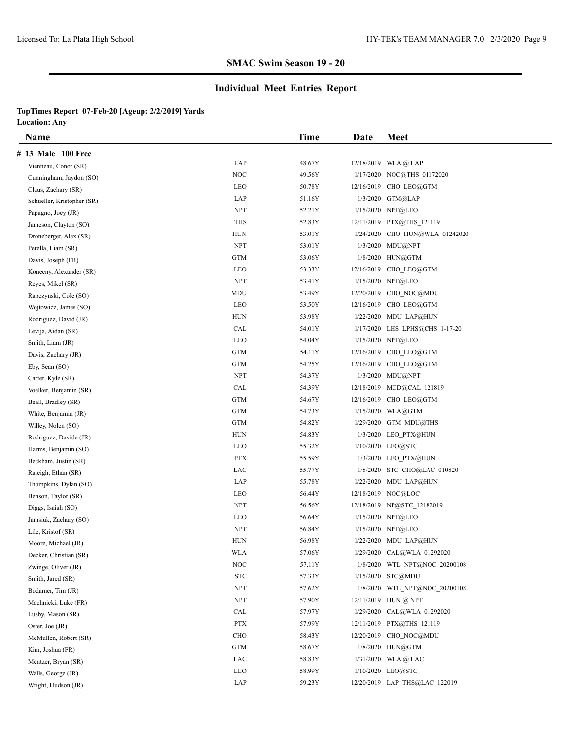## SMAC Swim Season 19 - 20

## Individual Meet Entries Report

**TopTimes Report 07-Feb-20 [Ageup: 2/2/2019] Yards**
**Location: Any**

| Name | | Time | Date | Meet |
|---|---|---|---|---|
| **# 13 Male 100 Free** | | | | |
| Vienneau, Conor (SR) | LAP | 48.67Y | 12/18/2019 | WLA @ LAP |
| Cunningham, Jaydon (SO) | NOC | 49.56Y | 1/17/2020 | NOC@THS_01172020 |
| Claus, Zachary (SR) | LEO | 50.78Y | 12/16/2019 | CHO_LEO@GTM |
| Schueller, Kristopher (SR) | LAP | 51.16Y | 1/3/2020 | GTM@LAP |
| Papagno, Joey (JR) | NPT | 52.21Y | 1/15/2020 | NPT@LEO |
| Jameson, Clayton (SO) | THS | 52.83Y | 12/11/2019 | PTX@THS_121119 |
| Droneberger, Alex (SR) | HUN | 53.01Y | 1/24/2020 | CHO_HUN@WLA_01242020 |
| Perella, Liam (SR) | NPT | 53.01Y | 1/3/2020 | MDU@NPT |
| Davis, Joseph (FR) | GTM | 53.06Y | 1/8/2020 | HUN@GTM |
| Konecny, Alexander (SR) | LEO | 53.33Y | 12/16/2019 | CHO_LEO@GTM |
| Reyes, Mikel (SR) | NPT | 53.41Y | 1/15/2020 | NPT@LEO |
| Rapczynski, Cole (SO) | MDU | 53.49Y | 12/20/2019 | CHO_NOC@MDU |
| Wojtowicz, James (SO) | LEO | 53.50Y | 12/16/2019 | CHO_LEO@GTM |
| Rodriguez, David (JR) | HUN | 53.98Y | 1/22/2020 | MDU_LAP@HUN |
| Levija, Aidan (SR) | CAL | 54.01Y | 1/17/2020 | LHS_LPHS@CHS_1-17-20 |
| Smith, Liam (JR) | LEO | 54.04Y | 1/15/2020 | NPT@LEO |
| Davis, Zachary (JR) | GTM | 54.11Y | 12/16/2019 | CHO_LEO@GTM |
| Eby, Sean (SO) | GTM | 54.25Y | 12/16/2019 | CHO_LEO@GTM |
| Carter, Kyle (SR) | NPT | 54.37Y | 1/3/2020 | MDU@NPT |
| Voelker, Benjamin (SR) | CAL | 54.39Y | 12/18/2019 | MCD@CAL_121819 |
| Beall, Bradley (SR) | GTM | 54.67Y | 12/16/2019 | CHO_LEO@GTM |
| White, Benjamin (JR) | GTM | 54.73Y | 1/15/2020 | WLA@GTM |
| Willey, Nolen (SO) | GTM | 54.82Y | 1/29/2020 | GTM_MDU@THS |
| Rodriguez, Davide (JR) | HUN | 54.83Y | 1/3/2020 | LEO_PTX@HUN |
| Harms, Benjamin (SO) | LEO | 55.32Y | 1/10/2020 | LEO@STC |
| Beckham, Justin (SR) | PTX | 55.59Y | 1/3/2020 | LEO_PTX@HUN |
| Raleigh, Ethan (SR) | LAC | 55.77Y | 1/8/2020 | STC_CHO@LAC_010820 |
| Thompkins, Dylan (SO) | LAP | 55.78Y | 1/22/2020 | MDU_LAP@HUN |
| Benson, Taylor (SR) | LEO | 56.44Y | 12/18/2019 | NOC@LOC |
| Diggs, Isaiah (SO) | NPT | 56.56Y | 12/18/2019 | NP@STC_12182019 |
| Jamsiuk, Zachary (SO) | LEO | 56.64Y | 1/15/2020 | NPT@LEO |
| Lile, Kristof (SR) | NPT | 56.84Y | 1/15/2020 | NPT@LEO |
| Moore, Michael (JR) | HUN | 56.98Y | 1/22/2020 | MDU_LAP@HUN |
| Decker, Christian (SR) | WLA | 57.06Y | 1/29/2020 | CAL@WLA_01292020 |
| Zwinge, Oliver (JR) | NOC | 57.11Y | 1/8/2020 | WTL_NPT@NOC_20200108 |
| Smith, Jared (SR) | STC | 57.33Y | 1/15/2020 | STC@MDU |
| Bodamer, Tim (JR) | NPT | 57.62Y | 1/8/2020 | WTL_NPT@NOC_20200108 |
| Machnicki, Luke (FR) | NPT | 57.90Y | 12/11/2019 | HUN @ NPT |
| Lusby, Mason (SR) | CAL | 57.97Y | 1/29/2020 | CAL@WLA_01292020 |
| Oster, Joe (JR) | PTX | 57.99Y | 12/11/2019 | PTX@THS_121119 |
| McMullen, Robert (SR) | CHO | 58.43Y | 12/20/2019 | CHO_NOC@MDU |
| Kim, Joshua (FR) | GTM | 58.67Y | 1/8/2020 | HUN@GTM |
| Mentzer, Bryan (SR) | LAC | 58.83Y | 1/31/2020 | WLA @ LAC |
| Walls, George (JR) | LEO | 58.99Y | 1/10/2020 | LEO@STC |
| Wright, Hudson (JR) | LAP | 59.23Y | 12/20/2019 | LAP_THS@LAC_122019 |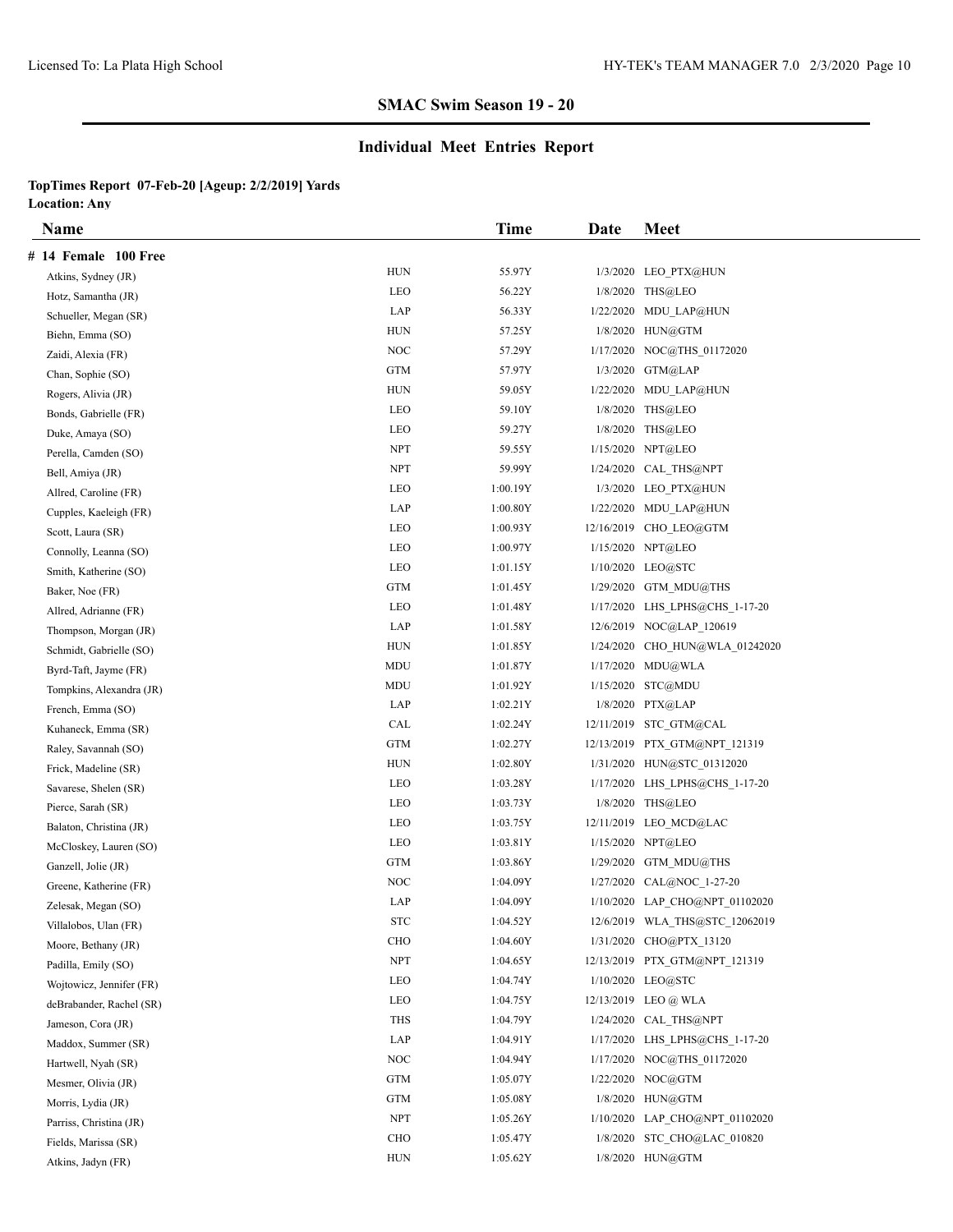## SMAC Swim Season 19 - 20

## Individual Meet Entries Report

**TopTimes Report 07-Feb-20 [Ageup: 2/2/2019] Yards**
**Location: Any**

| Name | | Time | Date | Meet |
|---|---|---|---|---|
| **# 14 Female 100 Free** | | | | |
| Atkins, Sydney (JR) | HUN | 55.97Y | 1/3/2020 | LEO_PTX@HUN |
| Hotz, Samantha (JR) | LEO | 56.22Y | 1/8/2020 | THS@LEO |
| Schueller, Megan (SR) | LAP | 56.33Y | 1/22/2020 | MDU_LAP@HUN |
| Biehn, Emma (SO) | HUN | 57.25Y | 1/8/2020 | HUN@GTM |
| Zaidi, Alexia (FR) | NOC | 57.29Y | 1/17/2020 | NOC@THS_01172020 |
| Chan, Sophie (SO) | GTM | 57.97Y | 1/3/2020 | GTM@LAP |
| Rogers, Alivia (JR) | HUN | 59.05Y | 1/22/2020 | MDU_LAP@HUN |
| Bonds, Gabrielle (FR) | LEO | 59.10Y | 1/8/2020 | THS@LEO |
| Duke, Amaya (SO) | LEO | 59.27Y | 1/8/2020 | THS@LEO |
| Perella, Camden (SO) | NPT | 59.55Y | 1/15/2020 | NPT@LEO |
| Bell, Amiya (JR) | NPT | 59.99Y | 1/24/2020 | CAL_THS@NPT |
| Allred, Caroline (FR) | LEO | 1:00.19Y | 1/3/2020 | LEO_PTX@HUN |
| Cupples, Kaeleigh (FR) | LAP | 1:00.80Y | 1/22/2020 | MDU_LAP@HUN |
| Scott, Laura (SR) | LEO | 1:00.93Y | 12/16/2019 | CHO_LEO@GTM |
| Connolly, Leanna (SO) | LEO | 1:00.97Y | 1/15/2020 | NPT@LEO |
| Smith, Katherine (SO) | LEO | 1:01.15Y | 1/10/2020 | LEO@STC |
| Baker, Noe (FR) | GTM | 1:01.45Y | 1/29/2020 | GTM_MDU@THS |
| Allred, Adrianne (FR) | LEO | 1:01.48Y | 1/17/2020 | LHS_LPHS@CHS_1-17-20 |
| Thompson, Morgan (JR) | LAP | 1:01.58Y | 12/6/2019 | NOC@LAP_120619 |
| Schmidt, Gabrielle (SO) | HUN | 1:01.85Y | 1/24/2020 | CHO_HUN@WLA_01242020 |
| Byrd-Taft, Jayme (FR) | MDU | 1:01.87Y | 1/17/2020 | MDU@WLA |
| Tompkins, Alexandra (JR) | MDU | 1:01.92Y | 1/15/2020 | STC@MDU |
| French, Emma (SO) | LAP | 1:02.21Y | 1/8/2020 | PTX@LAP |
| Kuhaneck, Emma (SR) | CAL | 1:02.24Y | 12/11/2019 | STC_GTM@CAL |
| Raley, Savannah (SO) | GTM | 1:02.27Y | 12/13/2019 | PTX_GTM@NPT_121319 |
| Frick, Madeline (SR) | HUN | 1:02.80Y | 1/31/2020 | HUN@STC_01312020 |
| Savarese, Shelen (SR) | LEO | 1:03.28Y | 1/17/2020 | LHS_LPHS@CHS_1-17-20 |
| Pierce, Sarah (SR) | LEO | 1:03.73Y | 1/8/2020 | THS@LEO |
| Balaton, Christina (JR) | LEO | 1:03.75Y | 12/11/2019 | LEO_MCD@LAC |
| McCloskey, Lauren (SO) | LEO | 1:03.81Y | 1/15/2020 | NPT@LEO |
| Ganzell, Jolie (JR) | GTM | 1:03.86Y | 1/29/2020 | GTM_MDU@THS |
| Greene, Katherine (FR) | NOC | 1:04.09Y | 1/27/2020 | CAL@NOC_1-27-20 |
| Zelesak, Megan (SO) | LAP | 1:04.09Y | 1/10/2020 | LAP_CHO@NPT_01102020 |
| Villalobos, Ulan (FR) | STC | 1:04.52Y | 12/6/2019 | WLA_THS@STC_12062019 |
| Moore, Bethany (JR) | CHO | 1:04.60Y | 1/31/2020 | CHO@PTX_13120 |
| Padilla, Emily (SO) | NPT | 1:04.65Y | 12/13/2019 | PTX_GTM@NPT_121319 |
| Wojtowicz, Jennifer (FR) | LEO | 1:04.74Y | 1/10/2020 | LEO@STC |
| deBrabander, Rachel (SR) | LEO | 1:04.75Y | 12/13/2019 | LEO @ WLA |
| Jameson, Cora (JR) | THS | 1:04.79Y | 1/24/2020 | CAL_THS@NPT |
| Maddox, Summer (SR) | LAP | 1:04.91Y | 1/17/2020 | LHS_LPHS@CHS_1-17-20 |
| Hartwell, Nyah (SR) | NOC | 1:04.94Y | 1/17/2020 | NOC@THS_01172020 |
| Mesmer, Olivia (JR) | GTM | 1:05.07Y | 1/22/2020 | NOC@GTM |
| Morris, Lydia (JR) | GTM | 1:05.08Y | 1/8/2020 | HUN@GTM |
| Parriss, Christina (JR) | NPT | 1:05.26Y | 1/10/2020 | LAP_CHO@NPT_01102020 |
| Fields, Marissa (SR) | CHO | 1:05.47Y | 1/8/2020 | STC_CHO@LAC_010820 |
| Atkins, Jadyn (FR) | HUN | 1:05.62Y | 1/8/2020 | HUN@GTM |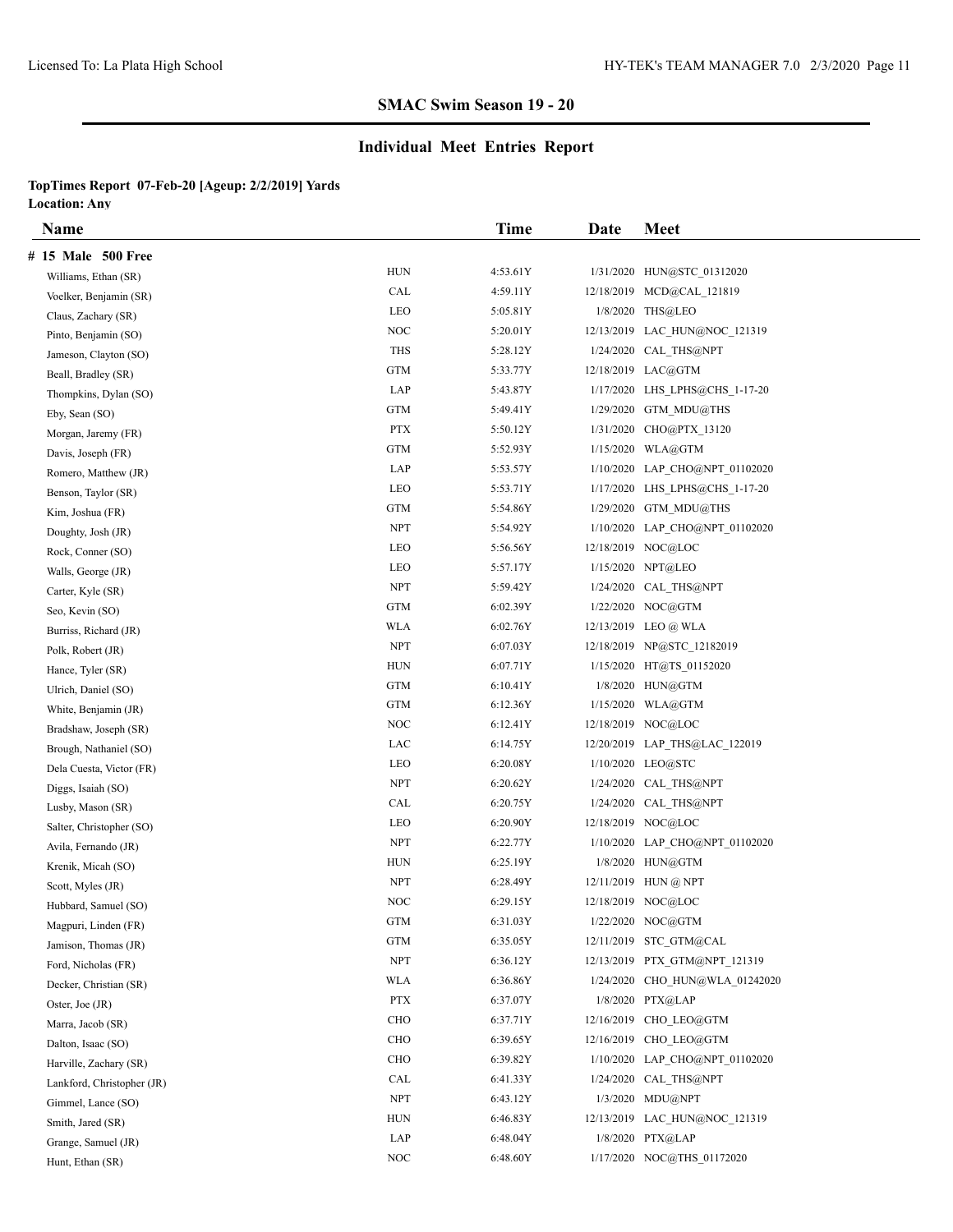## SMAC Swim Season 19 - 20

## Individual Meet Entries Report

**TopTimes Report 07-Feb-20 [Ageup: 2/2/2019] Yards**
**Location: Any**

| Name | | Time | Date | Meet |
|---|---|---|---|---|
| **# 15 Male 500 Free** | | | | |
| Williams, Ethan (SR) | HUN | 4:53.61Y | 1/31/2020 | HUN@STC_01312020 |
| Voelker, Benjamin (SR) | CAL | 4:59.11Y | 12/18/2019 | MCD@CAL_121819 |
| Claus, Zachary (SR) | LEO | 5:05.81Y | 1/8/2020 | THS@LEO |
| Pinto, Benjamin (SO) | NOC | 5:20.01Y | 12/13/2019 | LAC_HUN@NOC_121319 |
| Jameson, Clayton (SO) | THS | 5:28.12Y | 1/24/2020 | CAL_THS@NPT |
| Beall, Bradley (SR) | GTM | 5:33.77Y | 12/18/2019 | LAC@GTM |
| Thompkins, Dylan (SO) | LAP | 5:43.87Y | 1/17/2020 | LHS_LPHS@CHS_1-17-20 |
| Eby, Sean (SO) | GTM | 5:49.41Y | 1/29/2020 | GTM_MDU@THS |
| Morgan, Jaremy (FR) | PTX | 5:50.12Y | 1/31/2020 | CHO@PTX_13120 |
| Davis, Joseph (FR) | GTM | 5:52.93Y | 1/15/2020 | WLA@GTM |
| Romero, Matthew (JR) | LAP | 5:53.57Y | 1/10/2020 | LAP_CHO@NPT_01102020 |
| Benson, Taylor (SR) | LEO | 5:53.71Y | 1/17/2020 | LHS_LPHS@CHS_1-17-20 |
| Kim, Joshua (FR) | GTM | 5:54.86Y | 1/29/2020 | GTM_MDU@THS |
| Doughty, Josh (JR) | NPT | 5:54.92Y | 1/10/2020 | LAP_CHO@NPT_01102020 |
| Rock, Conner (SO) | LEO | 5:56.56Y | 12/18/2019 | NOC@LOC |
| Walls, George (JR) | LEO | 5:57.17Y | 1/15/2020 | NPT@LEO |
| Carter, Kyle (SR) | NPT | 5:59.42Y | 1/24/2020 | CAL_THS@NPT |
| Seo, Kevin (SO) | GTM | 6:02.39Y | 1/22/2020 | NOC@GTM |
| Burriss, Richard (JR) | WLA | 6:02.76Y | 12/13/2019 | LEO @ WLA |
| Polk, Robert (JR) | NPT | 6:07.03Y | 12/18/2019 | NP@STC_12182019 |
| Hance, Tyler (SR) | HUN | 6:07.71Y | 1/15/2020 | HT@TS_01152020 |
| Ulrich, Daniel (SO) | GTM | 6:10.41Y | 1/8/2020 | HUN@GTM |
| White, Benjamin (JR) | GTM | 6:12.36Y | 1/15/2020 | WLA@GTM |
| Bradshaw, Joseph (SR) | NOC | 6:12.41Y | 12/18/2019 | NOC@LOC |
| Brough, Nathaniel (SO) | LAC | 6:14.75Y | 12/20/2019 | LAP_THS@LAC_122019 |
| Dela Cuesta, Victor (FR) | LEO | 6:20.08Y | 1/10/2020 | LEO@STC |
| Diggs, Isaiah (SO) | NPT | 6:20.62Y | 1/24/2020 | CAL_THS@NPT |
| Lusby, Mason (SR) | CAL | 6:20.75Y | 1/24/2020 | CAL_THS@NPT |
| Salter, Christopher (SO) | LEO | 6:20.90Y | 12/18/2019 | NOC@LOC |
| Avila, Fernando (JR) | NPT | 6:22.77Y | 1/10/2020 | LAP_CHO@NPT_01102020 |
| Krenik, Micah (SO) | HUN | 6:25.19Y | 1/8/2020 | HUN@GTM |
| Scott, Myles (JR) | NPT | 6:28.49Y | 12/11/2019 | HUN @ NPT |
| Hubbard, Samuel (SO) | NOC | 6:29.15Y | 12/18/2019 | NOC@LOC |
| Magpuri, Linden (FR) | GTM | 6:31.03Y | 1/22/2020 | NOC@GTM |
| Jamison, Thomas (JR) | GTM | 6:35.05Y | 12/11/2019 | STC_GTM@CAL |
| Ford, Nicholas (FR) | NPT | 6:36.12Y | 12/13/2019 | PTX_GTM@NPT_121319 |
| Decker, Christian (SR) | WLA | 6:36.86Y | 1/24/2020 | CHO_HUN@WLA_01242020 |
| Oster, Joe (JR) | PTX | 6:37.07Y | 1/8/2020 | PTX@LAP |
| Marra, Jacob (SR) | CHO | 6:37.71Y | 12/16/2019 | CHO_LEO@GTM |
| Dalton, Isaac (SO) | CHO | 6:39.65Y | 12/16/2019 | CHO_LEO@GTM |
| Harville, Zachary (SR) | CHO | 6:39.82Y | 1/10/2020 | LAP_CHO@NPT_01102020 |
| Lankford, Christopher (JR) | CAL | 6:41.33Y | 1/24/2020 | CAL_THS@NPT |
| Gimmel, Lance (SO) | NPT | 6:43.12Y | 1/3/2020 | MDU@NPT |
| Smith, Jared (SR) | HUN | 6:46.83Y | 12/13/2019 | LAC_HUN@NOC_121319 |
| Grange, Samuel (JR) | LAP | 6:48.04Y | 1/8/2020 | PTX@LAP |
| Hunt, Ethan (SR) | NOC | 6:48.60Y | 1/17/2020 | NOC@THS_01172020 |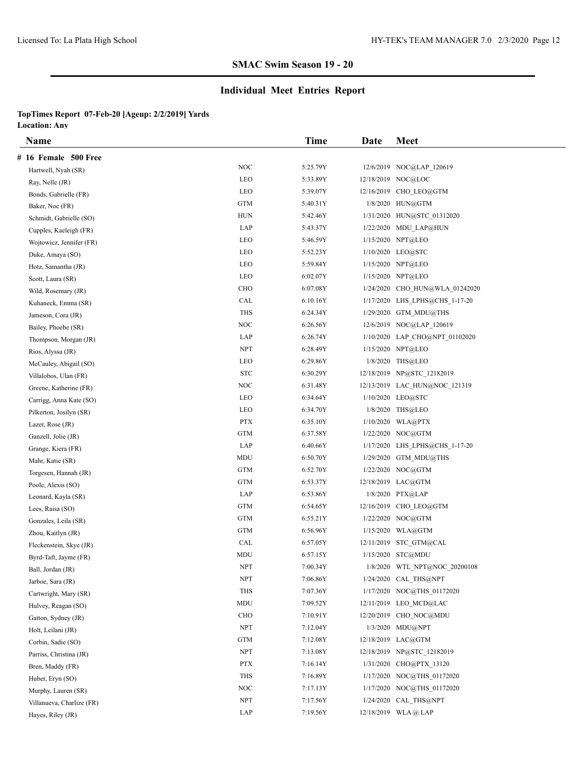## SMAC Swim Season 19 - 20

## Individual Meet Entries Report

**TopTimes Report 07-Feb-20 [Ageup: 2/2/2019] Yards**
**Location: Any**

| Name | | Time | Date | Meet |
|---|---|---|---|---|
| **# 16 Female 500 Free** | | | | |
| Hartwell, Nyah (SR) | NOC | 5:25.79Y | 12/6/2019 | NOC@LAP_120619 |
| Ray, Nelle (JR) | LEO | 5:33.89Y | 12/18/2019 | NOC@LOC |
| Bonds, Gabrielle (FR) | LEO | 5:39.07Y | 12/16/2019 | CHO_LEO@GTM |
| Baker, Noe (FR) | GTM | 5:40.31Y | 1/8/2020 | HUN@GTM |
| Schmidt, Gabrielle (SO) | HUN | 5:42.46Y | 1/31/2020 | HUN@STC_01312020 |
| Cupples, Kaeleigh (FR) | LAP | 5:43.37Y | 1/22/2020 | MDU_LAP@HUN |
| Wojtowicz, Jennifer (FR) | LEO | 5:46.59Y | 1/15/2020 | NPT@LEO |
| Duke, Amaya (SO) | LEO | 5:52.23Y | 1/10/2020 | LEO@STC |
| Hotz, Samantha (JR) | LEO | 5:59.84Y | 1/15/2020 | NPT@LEO |
| Scott, Laura (SR) | LEO | 6:02.07Y | 1/15/2020 | NPT@LEO |
| Wild, Rosemary (JR) | CHO | 6:07.08Y | 1/24/2020 | CHO_HUN@WLA_01242020 |
| Kuhaneck, Emma (SR) | CAL | 6:10.16Y | 1/17/2020 | LHS_LPHS@CHS_1-17-20 |
| Jameson, Cora (JR) | THS | 6:24.34Y | 1/29/2020 | GTM_MDU@THS |
| Bailey, Phoebe (SR) | NOC | 6:26.56Y | 12/6/2019 | NOC@LAP_120619 |
| Thompson, Morgan (JR) | LAP | 6:26.74Y | 1/10/2020 | LAP_CHO@NPT_01102020 |
| Rios, Alyssa (JR) | NPT | 6:28.49Y | 1/15/2020 | NPT@LEO |
| McCauley, Abigail (SO) | LEO | 6:29.86Y | 1/8/2020 | THS@LEO |
| Villalobos, Ulan (FR) | STC | 6:30.29Y | 12/18/2019 | NP@STC_12182019 |
| Greene, Katherine (FR) | NOC | 6:31.48Y | 12/13/2019 | LAC_HUN@NOC_121319 |
| Carrigg, Anna Kate (SO) | LEO | 6:34.64Y | 1/10/2020 | LEO@STC |
| Pilkerton, Josilyn (SR) | LEO | 6:34.70Y | 1/8/2020 | THS@LEO |
| Lazer, Rose (JR) | PTX | 6:35.10Y | 1/10/2020 | WLA@PTX |
| Ganzell, Jolie (JR) | GTM | 6:37.58Y | 1/22/2020 | NOC@GTM |
| Grange, Kiera (FR) | LAP | 6:40.66Y | 1/17/2020 | LHS_LPHS@CHS_1-17-20 |
| Mahr, Katie (SR) | MDU | 6:50.70Y | 1/29/2020 | GTM_MDU@THS |
| Torgesen, Hannah (JR) | GTM | 6:52.70Y | 1/22/2020 | NOC@GTM |
| Poole, Alexis (SO) | GTM | 6:53.37Y | 12/18/2019 | LAC@GTM |
| Leonard, Kayla (SR) | LAP | 6:53.86Y | 1/8/2020 | PTX@LAP |
| Lees, Raisa (SO) | GTM | 6:54.65Y | 12/16/2019 | CHO_LEO@GTM |
| Gonzales, Leila (SR) | GTM | 6:55.21Y | 1/22/2020 | NOC@GTM |
| Zhou, Kaitlyn (JR) | GTM | 6:56.96Y | 1/15/2020 | WLA@GTM |
| Fleckenstein, Skye (JR) | CAL | 6:57.05Y | 12/11/2019 | STC_GTM@CAL |
| Byrd-Taft, Jayme (FR) | MDU | 6:57.15Y | 1/15/2020 | STC@MDU |
| Ball, Jordan (JR) | NPT | 7:00.34Y | 1/8/2020 | WTL_NPT@NOC_20200108 |
| Jarboe, Sara (JR) | NPT | 7:06.86Y | 1/24/2020 | CAL_THS@NPT |
| Cartwright, Mary (SR) | THS | 7:07.36Y | 1/17/2020 | NOC@THS_01172020 |
| Hulvey, Reagan (SO) | MDU | 7:09.52Y | 12/11/2019 | LEO_MCD@LAC |
| Gatton, Sydney (JR) | CHO | 7:10.91Y | 12/20/2019 | CHO_NOC@MDU |
| Holt, Leilani (JR) | NPT | 7:12.04Y | 1/3/2020 | MDU@NPT |
| Corbin, Sadie (SO) | GTM | 7:12.08Y | 12/18/2019 | LAC@GTM |
| Parriss, Christina (JR) | NPT | 7:13.08Y | 12/18/2019 | NP@STC_12182019 |
| Bren, Maddy (FR) | PTX | 7:16.14Y | 1/31/2020 | CHO@PTX_13120 |
| Huber, Eryn (SO) | THS | 7:16.89Y | 1/17/2020 | NOC@THS_01172020 |
| Murphy, Lauren (SR) | NOC | 7:17.13Y | 1/17/2020 | NOC@THS_01172020 |
| Villanueva, Charlize (FR) | NPT | 7:17.56Y | 1/24/2020 | CAL_THS@NPT |
| Hayes, Riley (JR) | LAP | 7:19.56Y | 12/18/2019 | WLA @ LAP |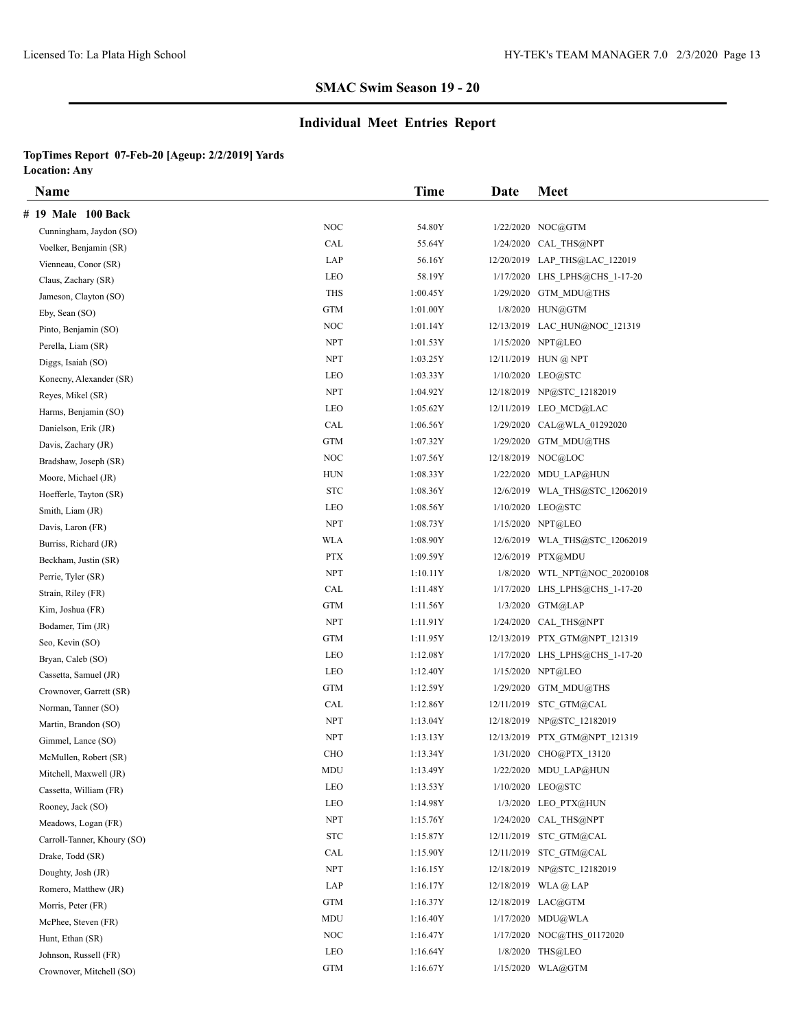## SMAC Swim Season 19 - 20

## Individual Meet Entries Report

**TopTimes Report 07-Feb-20 [Ageup: 2/2/2019] Yards**
**Location: Any**

**# 19 Male 100 Back**

| Name | | Time | Date | Meet |
|---|---|---|---|---|
| Cunningham, Jaydon (SO) | NOC | 54.80Y | 1/22/2020 | NOC@GTM |
| Voelker, Benjamin (SR) | CAL | 55.64Y | 1/24/2020 | CAL_THS@NPT |
| Vienneau, Conor (SR) | LAP | 56.16Y | 12/20/2019 | LAP_THS@LAC_122019 |
| Claus, Zachary (SR) | LEO | 58.19Y | 1/17/2020 | LHS_LPHS@CHS_1-17-20 |
| Jameson, Clayton (SO) | THS | 1:00.45Y | 1/29/2020 | GTM_MDU@THS |
| Eby, Sean (SO) | GTM | 1:01.00Y | 1/8/2020 | HUN@GTM |
| Pinto, Benjamin (SO) | NOC | 1:01.14Y | 12/13/2019 | LAC_HUN@NOC_121319 |
| Perella, Liam (SR) | NPT | 1:01.53Y | 1/15/2020 | NPT@LEO |
| Diggs, Isaiah (SO) | NPT | 1:03.25Y | 12/11/2019 | HUN @ NPT |
| Konecny, Alexander (SR) | LEO | 1:03.33Y | 1/10/2020 | LEO@STC |
| Reyes, Mikel (SR) | NPT | 1:04.92Y | 12/18/2019 | NP@STC_12182019 |
| Harms, Benjamin (SO) | LEO | 1:05.62Y | 12/11/2019 | LEO_MCD@LAC |
| Danielson, Erik (JR) | CAL | 1:06.56Y | 1/29/2020 | CAL@WLA_01292020 |
| Davis, Zachary (JR) | GTM | 1:07.32Y | 1/29/2020 | GTM_MDU@THS |
| Bradshaw, Joseph (SR) | NOC | 1:07.56Y | 12/18/2019 | NOC@LOC |
| Moore, Michael (JR) | HUN | 1:08.33Y | 1/22/2020 | MDU_LAP@HUN |
| Hoefferle, Tayton (SR) | STC | 1:08.36Y | 12/6/2019 | WLA_THS@STC_12062019 |
| Smith, Liam (JR) | LEO | 1:08.56Y | 1/10/2020 | LEO@STC |
| Davis, Laron (FR) | NPT | 1:08.73Y | 1/15/2020 | NPT@LEO |
| Burriss, Richard (JR) | WLA | 1:08.90Y | 12/6/2019 | WLA_THS@STC_12062019 |
| Beckham, Justin (SR) | PTX | 1:09.59Y | 12/6/2019 | PTX@MDU |
| Perrie, Tyler (SR) | NPT | 1:10.11Y | 1/8/2020 | WTL_NPT@NOC_20200108 |
| Strain, Riley (FR) | CAL | 1:11.48Y | 1/17/2020 | LHS_LPHS@CHS_1-17-20 |
| Kim, Joshua (FR) | GTM | 1:11.56Y | 1/3/2020 | GTM@LAP |
| Bodamer, Tim (JR) | NPT | 1:11.91Y | 1/24/2020 | CAL_THS@NPT |
| Seo, Kevin (SO) | GTM | 1:11.95Y | 12/13/2019 | PTX_GTM@NPT_121319 |
| Bryan, Caleb (SO) | LEO | 1:12.08Y | 1/17/2020 | LHS_LPHS@CHS_1-17-20 |
| Cassetta, Samuel (JR) | LEO | 1:12.40Y | 1/15/2020 | NPT@LEO |
| Crownover, Garrett (SR) | GTM | 1:12.59Y | 1/29/2020 | GTM_MDU@THS |
| Norman, Tanner (SO) | CAL | 1:12.86Y | 12/11/2019 | STC_GTM@CAL |
| Martin, Brandon (SO) | NPT | 1:13.04Y | 12/18/2019 | NP@STC_12182019 |
| Gimmel, Lance (SO) | NPT | 1:13.13Y | 12/13/2019 | PTX_GTM@NPT_121319 |
| McMullen, Robert (SR) | CHO | 1:13.34Y | 1/31/2020 | CHO@PTX_13120 |
| Mitchell, Maxwell (JR) | MDU | 1:13.49Y | 1/22/2020 | MDU_LAP@HUN |
| Cassetta, William (FR) | LEO | 1:13.53Y | 1/10/2020 | LEO@STC |
| Rooney, Jack (SO) | LEO | 1:14.98Y | 1/3/2020 | LEO_PTX@HUN |
| Meadows, Logan (FR) | NPT | 1:15.76Y | 1/24/2020 | CAL_THS@NPT |
| Carroll-Tanner, Khoury (SO) | STC | 1:15.87Y | 12/11/2019 | STC_GTM@CAL |
| Drake, Todd (SR) | CAL | 1:15.90Y | 12/11/2019 | STC_GTM@CAL |
| Doughty, Josh (JR) | NPT | 1:16.15Y | 12/18/2019 | NP@STC_12182019 |
| Romero, Matthew (JR) | LAP | 1:16.17Y | 12/18/2019 | WLA @ LAP |
| Morris, Peter (FR) | GTM | 1:16.37Y | 12/18/2019 | LAC@GTM |
| McPhee, Steven (FR) | MDU | 1:16.40Y | 1/17/2020 | MDU@WLA |
| Hunt, Ethan (SR) | NOC | 1:16.47Y | 1/17/2020 | NOC@THS_01172020 |
| Johnson, Russell (FR) | LEO | 1:16.64Y | 1/8/2020 | THS@LEO |
| Crownover, Mitchell (SO) | GTM | 1:16.67Y | 1/15/2020 | WLA@GTM |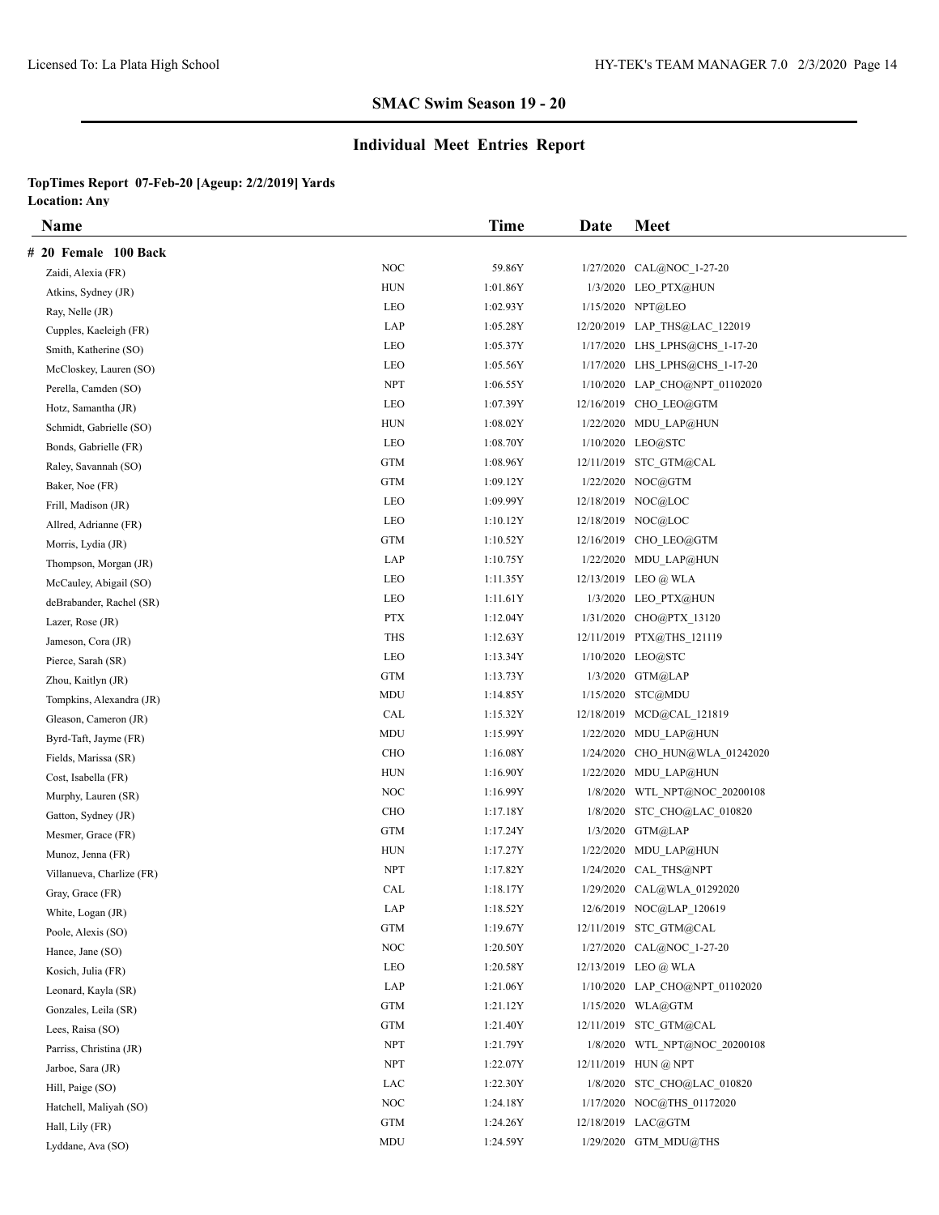## SMAC Swim Season 19 - 20

## Individual Meet Entries Report

**TopTimes Report 07-Feb-20 [Ageup: 2/2/2019] Yards**
**Location: Any**

| Name | | Time | Date | Meet |
|---|---|---|---|---|
| **# 20 Female 100 Back** | | | | |
| Zaidi, Alexia (FR) | NOC | 59.86Y | 1/27/2020 | CAL@NOC_1-27-20 |
| Atkins, Sydney (JR) | HUN | 1:01.86Y | 1/3/2020 | LEO_PTX@HUN |
| Ray, Nelle (JR) | LEO | 1:02.93Y | 1/15/2020 | NPT@LEO |
| Cupples, Kaeleigh (FR) | LAP | 1:05.28Y | 12/20/2019 | LAP_THS@LAC_122019 |
| Smith, Katherine (SO) | LEO | 1:05.37Y | 1/17/2020 | LHS_LPHS@CHS_1-17-20 |
| McCloskey, Lauren (SO) | LEO | 1:05.56Y | 1/17/2020 | LHS_LPHS@CHS_1-17-20 |
| Perella, Camden (SO) | NPT | 1:06.55Y | 1/10/2020 | LAP_CHO@NPT_01102020 |
| Hotz, Samantha (JR) | LEO | 1:07.39Y | 12/16/2019 | CHO_LEO@GTM |
| Schmidt, Gabrielle (SO) | HUN | 1:08.02Y | 1/22/2020 | MDU_LAP@HUN |
| Bonds, Gabrielle (FR) | LEO | 1:08.70Y | 1/10/2020 | LEO@STC |
| Raley, Savannah (SO) | GTM | 1:08.96Y | 12/11/2019 | STC_GTM@CAL |
| Baker, Noe (FR) | GTM | 1:09.12Y | 1/22/2020 | NOC@GTM |
| Frill, Madison (JR) | LEO | 1:09.99Y | 12/18/2019 | NOC@LOC |
| Allred, Adrianne (FR) | LEO | 1:10.12Y | 12/18/2019 | NOC@LOC |
| Morris, Lydia (JR) | GTM | 1:10.52Y | 12/16/2019 | CHO_LEO@GTM |
| Thompson, Morgan (JR) | LAP | 1:10.75Y | 1/22/2020 | MDU_LAP@HUN |
| McCauley, Abigail (SO) | LEO | 1:11.35Y | 12/13/2019 | LEO @ WLA |
| deBrabander, Rachel (SR) | LEO | 1:11.61Y | 1/3/2020 | LEO_PTX@HUN |
| Lazer, Rose (JR) | PTX | 1:12.04Y | 1/31/2020 | CHO@PTX_13120 |
| Jameson, Cora (JR) | THS | 1:12.63Y | 12/11/2019 | PTX@THS_121119 |
| Pierce, Sarah (SR) | LEO | 1:13.34Y | 1/10/2020 | LEO@STC |
| Zhou, Kaitlyn (JR) | GTM | 1:13.73Y | 1/3/2020 | GTM@LAP |
| Tompkins, Alexandra (JR) | MDU | 1:14.85Y | 1/15/2020 | STC@MDU |
| Gleason, Cameron (JR) | CAL | 1:15.32Y | 12/18/2019 | MCD@CAL_121819 |
| Byrd-Taft, Jayme (FR) | MDU | 1:15.99Y | 1/22/2020 | MDU_LAP@HUN |
| Fields, Marissa (SR) | CHO | 1:16.08Y | 1/24/2020 | CHO_HUN@WLA_01242020 |
| Cost, Isabella (FR) | HUN | 1:16.90Y | 1/22/2020 | MDU_LAP@HUN |
| Murphy, Lauren (SR) | NOC | 1:16.99Y | 1/8/2020 | WTL_NPT@NOC_20200108 |
| Gatton, Sydney (JR) | CHO | 1:17.18Y | 1/8/2020 | STC_CHO@LAC_010820 |
| Mesmer, Grace (FR) | GTM | 1:17.24Y | 1/3/2020 | GTM@LAP |
| Munoz, Jenna (FR) | HUN | 1:17.27Y | 1/22/2020 | MDU_LAP@HUN |
| Villanueva, Charlize (FR) | NPT | 1:17.82Y | 1/24/2020 | CAL_THS@NPT |
| Gray, Grace (FR) | CAL | 1:18.17Y | 1/29/2020 | CAL@WLA_01292020 |
| White, Logan (JR) | LAP | 1:18.52Y | 12/6/2019 | NOC@LAP_120619 |
| Poole, Alexis (SO) | GTM | 1:19.67Y | 12/11/2019 | STC_GTM@CAL |
| Hance, Jane (SO) | NOC | 1:20.50Y | 1/27/2020 | CAL@NOC_1-27-20 |
| Kosich, Julia (FR) | LEO | 1:20.58Y | 12/13/2019 | LEO @ WLA |
| Leonard, Kayla (SR) | LAP | 1:21.06Y | 1/10/2020 | LAP_CHO@NPT_01102020 |
| Gonzales, Leila (SR) | GTM | 1:21.12Y | 1/15/2020 | WLA@GTM |
| Lees, Raisa (SO) | GTM | 1:21.40Y | 12/11/2019 | STC_GTM@CAL |
| Parriss, Christina (JR) | NPT | 1:21.79Y | 1/8/2020 | WTL_NPT@NOC_20200108 |
| Jarboe, Sara (JR) | NPT | 1:22.07Y | 12/11/2019 | HUN @ NPT |
| Hill, Paige (SO) | LAC | 1:22.30Y | 1/8/2020 | STC_CHO@LAC_010820 |
| Hatchell, Maliyah (SO) | NOC | 1:24.18Y | 1/17/2020 | NOC@THS_01172020 |
| Hall, Lily (FR) | GTM | 1:24.26Y | 12/18/2019 | LAC@GTM |
| Lyddane, Ava (SO) | MDU | 1:24.59Y | 1/29/2020 | GTM_MDU@THS |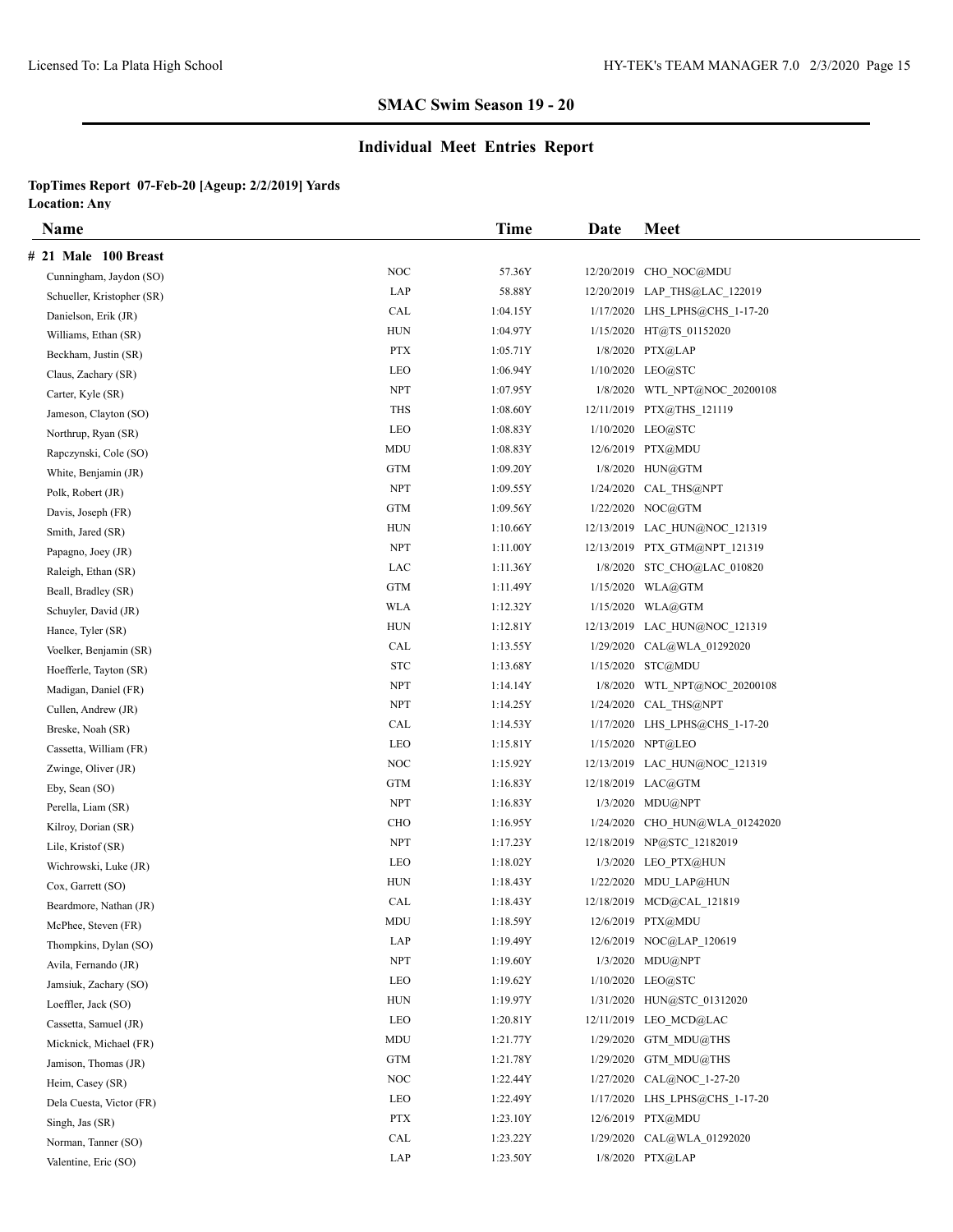## SMAC Swim Season 19 - 20

## Individual Meet Entries Report

**TopTimes Report 07-Feb-20 [Ageup: 2/2/2019] Yards**
**Location: Any**

| Name | | Time | Date | Meet |
|---|---|---|---|---|
| **# 21 Male 100 Breast** | | | | |
| Cunningham, Jaydon (SO) | NOC | 57.36Y | 12/20/2019 | CHO_NOC@MDU |
| Schueller, Kristopher (SR) | LAP | 58.88Y | 12/20/2019 | LAP_THS@LAC_122019 |
| Danielson, Erik (JR) | CAL | 1:04.15Y | 1/17/2020 | LHS_LPHS@CHS_1-17-20 |
| Williams, Ethan (SR) | HUN | 1:04.97Y | 1/15/2020 | HT@TS_01152020 |
| Beckham, Justin (SR) | PTX | 1:05.71Y | 1/8/2020 | PTX@LAP |
| Claus, Zachary (SR) | LEO | 1:06.94Y | 1/10/2020 | LEO@STC |
| Carter, Kyle (SR) | NPT | 1:07.95Y | 1/8/2020 | WTL_NPT@NOC_20200108 |
| Jameson, Clayton (SO) | THS | 1:08.60Y | 12/11/2019 | PTX@THS_121119 |
| Northrup, Ryan (SR) | LEO | 1:08.83Y | 1/10/2020 | LEO@STC |
| Rapczynski, Cole (SO) | MDU | 1:08.83Y | 12/6/2019 | PTX@MDU |
| White, Benjamin (JR) | GTM | 1:09.20Y | 1/8/2020 | HUN@GTM |
| Polk, Robert (JR) | NPT | 1:09.55Y | 1/24/2020 | CAL_THS@NPT |
| Davis, Joseph (FR) | GTM | 1:09.56Y | 1/22/2020 | NOC@GTM |
| Smith, Jared (SR) | HUN | 1:10.66Y | 12/13/2019 | LAC_HUN@NOC_121319 |
| Papagno, Joey (JR) | NPT | 1:11.00Y | 12/13/2019 | PTX_GTM@NPT_121319 |
| Raleigh, Ethan (SR) | LAC | 1:11.36Y | 1/8/2020 | STC_CHO@LAC_010820 |
| Beall, Bradley (SR) | GTM | 1:11.49Y | 1/15/2020 | WLA@GTM |
| Schuyler, David (JR) | WLA | 1:12.32Y | 1/15/2020 | WLA@GTM |
| Hance, Tyler (SR) | HUN | 1:12.81Y | 12/13/2019 | LAC_HUN@NOC_121319 |
| Voelker, Benjamin (SR) | CAL | 1:13.55Y | 1/29/2020 | CAL@WLA_01292020 |
| Hoefferle, Tayton (SR) | STC | 1:13.68Y | 1/15/2020 | STC@MDU |
| Madigan, Daniel (FR) | NPT | 1:14.14Y | 1/8/2020 | WTL_NPT@NOC_20200108 |
| Cullen, Andrew (JR) | NPT | 1:14.25Y | 1/24/2020 | CAL_THS@NPT |
| Breske, Noah (SR) | CAL | 1:14.53Y | 1/17/2020 | LHS_LPHS@CHS_1-17-20 |
| Cassetta, William (FR) | LEO | 1:15.81Y | 1/15/2020 | NPT@LEO |
| Zwinge, Oliver (JR) | NOC | 1:15.92Y | 12/13/2019 | LAC_HUN@NOC_121319 |
| Eby, Sean (SO) | GTM | 1:16.83Y | 12/18/2019 | LAC@GTM |
| Perella, Liam (SR) | NPT | 1:16.83Y | 1/3/2020 | MDU@NPT |
| Kilroy, Dorian (SR) | CHO | 1:16.95Y | 1/24/2020 | CHO_HUN@WLA_01242020 |
| Lile, Kristof (SR) | NPT | 1:17.23Y | 12/18/2019 | NP@STC_12182019 |
| Wichrowski, Luke (JR) | LEO | 1:18.02Y | 1/3/2020 | LEO_PTX@HUN |
| Cox, Garrett (SO) | HUN | 1:18.43Y | 1/22/2020 | MDU_LAP@HUN |
| Beardmore, Nathan (JR) | CAL | 1:18.43Y | 12/18/2019 | MCD@CAL_121819 |
| McPhee, Steven (FR) | MDU | 1:18.59Y | 12/6/2019 | PTX@MDU |
| Thompkins, Dylan (SO) | LAP | 1:19.49Y | 12/6/2019 | NOC@LAP_120619 |
| Avila, Fernando (JR) | NPT | 1:19.60Y | 1/3/2020 | MDU@NPT |
| Jamsiuk, Zachary (SO) | LEO | 1:19.62Y | 1/10/2020 | LEO@STC |
| Loeffler, Jack (SO) | HUN | 1:19.97Y | 1/31/2020 | HUN@STC_01312020 |
| Cassetta, Samuel (JR) | LEO | 1:20.81Y | 12/11/2019 | LEO_MCD@LAC |
| Micknick, Michael (FR) | MDU | 1:21.77Y | 1/29/2020 | GTM_MDU@THS |
| Jamison, Thomas (JR) | GTM | 1:21.78Y | 1/29/2020 | GTM_MDU@THS |
| Heim, Casey (SR) | NOC | 1:22.44Y | 1/27/2020 | CAL@NOC_1-27-20 |
| Dela Cuesta, Victor (FR) | LEO | 1:22.49Y | 1/17/2020 | LHS_LPHS@CHS_1-17-20 |
| Singh, Jas (SR) | PTX | 1:23.10Y | 12/6/2019 | PTX@MDU |
| Norman, Tanner (SO) | CAL | 1:23.22Y | 1/29/2020 | CAL@WLA_01292020 |
| Valentine, Eric (SO) | LAP | 1:23.50Y | 1/8/2020 | PTX@LAP |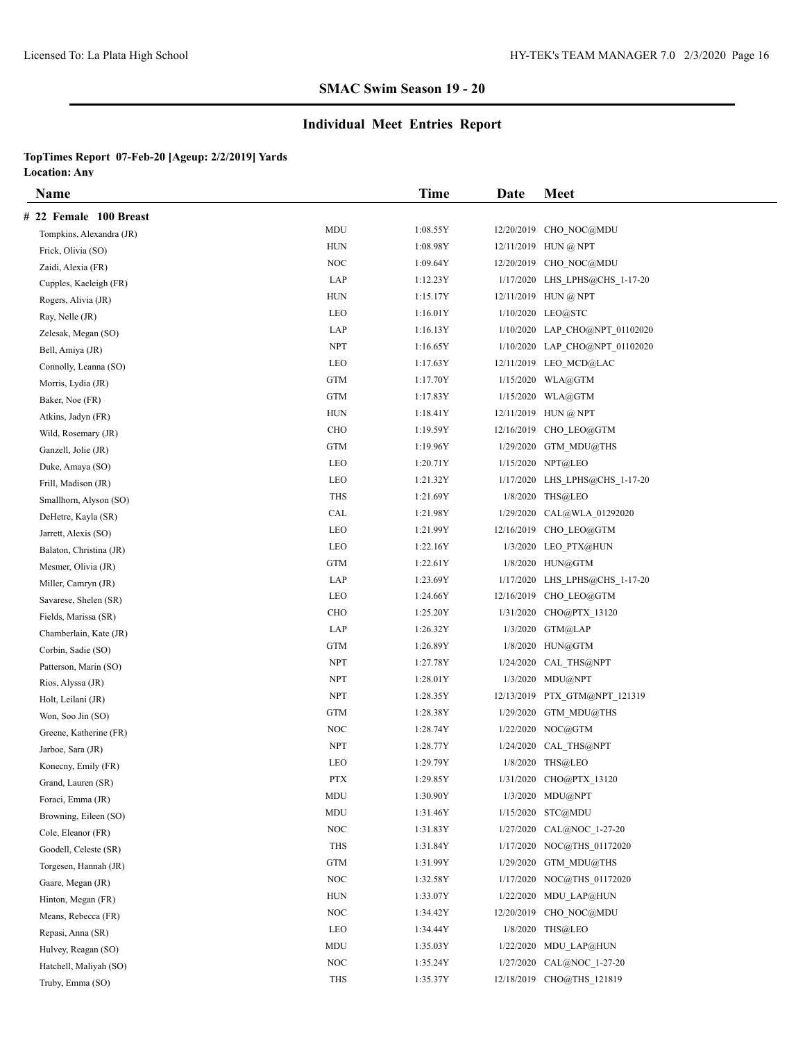## SMAC Swim Season 19 - 20

## Individual Meet Entries Report

**TopTimes Report 07-Feb-20 [Ageup: 2/2/2019] Yards**
**Location: Any**

| Name | | Time | Date | Meet |
|---|---|---|---|---|
| **# 22 Female 100 Breast** | | | | |
| Tompkins, Alexandra (JR) | MDU | 1:08.55Y | 12/20/2019 | CHO_NOC@MDU |
| Frick, Olivia (SO) | HUN | 1:08.98Y | 12/11/2019 | HUN @ NPT |
| Zaidi, Alexia (FR) | NOC | 1:09.64Y | 12/20/2019 | CHO_NOC@MDU |
| Cupples, Kaeleigh (FR) | LAP | 1:12.23Y | 1/17/2020 | LHS_LPHS@CHS_1-17-20 |
| Rogers, Alivia (JR) | HUN | 1:15.17Y | 12/11/2019 | HUN @ NPT |
| Ray, Nelle (JR) | LEO | 1:16.01Y | 1/10/2020 | LEO@STC |
| Zelesak, Megan (SO) | LAP | 1:16.13Y | 1/10/2020 | LAP_CHO@NPT_01102020 |
| Bell, Amiya (JR) | NPT | 1:16.65Y | 1/10/2020 | LAP_CHO@NPT_01102020 |
| Connolly, Leanna (SO) | LEO | 1:17.63Y | 12/11/2019 | LEO_MCD@LAC |
| Morris, Lydia (JR) | GTM | 1:17.70Y | 1/15/2020 | WLA@GTM |
| Baker, Noe (FR) | GTM | 1:17.83Y | 1/15/2020 | WLA@GTM |
| Atkins, Jadyn (FR) | HUN | 1:18.41Y | 12/11/2019 | HUN @ NPT |
| Wild, Rosemary (JR) | CHO | 1:19.59Y | 12/16/2019 | CHO_LEO@GTM |
| Ganzell, Jolie (JR) | GTM | 1:19.96Y | 1/29/2020 | GTM_MDU@THS |
| Duke, Amaya (SO) | LEO | 1:20.71Y | 1/15/2020 | NPT@LEO |
| Frill, Madison (JR) | LEO | 1:21.32Y | 1/17/2020 | LHS_LPHS@CHS_1-17-20 |
| Smallhorn, Alyson (SO) | THS | 1:21.69Y | 1/8/2020 | THS@LEO |
| DeHetre, Kayla (SR) | CAL | 1:21.98Y | 1/29/2020 | CAL@WLA_01292020 |
| Jarrett, Alexis (SO) | LEO | 1:21.99Y | 12/16/2019 | CHO_LEO@GTM |
| Balaton, Christina (JR) | LEO | 1:22.16Y | 1/3/2020 | LEO_PTX@HUN |
| Mesmer, Olivia (JR) | GTM | 1:22.61Y | 1/8/2020 | HUN@GTM |
| Miller, Camryn (JR) | LAP | 1:23.69Y | 1/17/2020 | LHS_LPHS@CHS_1-17-20 |
| Savarese, Shelen (SR) | LEO | 1:24.66Y | 12/16/2019 | CHO_LEO@GTM |
| Fields, Marissa (SR) | CHO | 1:25.20Y | 1/31/2020 | CHO@PTX_13120 |
| Chamberlain, Kate (JR) | LAP | 1:26.32Y | 1/3/2020 | GTM@LAP |
| Corbin, Sadie (SO) | GTM | 1:26.89Y | 1/8/2020 | HUN@GTM |
| Patterson, Marin (SO) | NPT | 1:27.78Y | 1/24/2020 | CAL_THS@NPT |
| Rios, Alyssa (JR) | NPT | 1:28.01Y | 1/3/2020 | MDU@NPT |
| Holt, Leilani (JR) | NPT | 1:28.35Y | 12/13/2019 | PTX_GTM@NPT_121319 |
| Won, Soo Jin (SO) | GTM | 1:28.38Y | 1/29/2020 | GTM_MDU@THS |
| Greene, Katherine (FR) | NOC | 1:28.74Y | 1/22/2020 | NOC@GTM |
| Jarboe, Sara (JR) | NPT | 1:28.77Y | 1/24/2020 | CAL_THS@NPT |
| Konecny, Emily (FR) | LEO | 1:29.79Y | 1/8/2020 | THS@LEO |
| Grand, Lauren (SR) | PTX | 1:29.85Y | 1/31/2020 | CHO@PTX_13120 |
| Foraci, Emma (JR) | MDU | 1:30.90Y | 1/3/2020 | MDU@NPT |
| Browning, Eileen (SO) | MDU | 1:31.46Y | 1/15/2020 | STC@MDU |
| Cole, Eleanor (FR) | NOC | 1:31.83Y | 1/27/2020 | CAL@NOC_1-27-20 |
| Goodell, Celeste (SR) | THS | 1:31.84Y | 1/17/2020 | NOC@THS_01172020 |
| Torgesen, Hannah (JR) | GTM | 1:31.99Y | 1/29/2020 | GTM_MDU@THS |
| Gaare, Megan (JR) | NOC | 1:32.58Y | 1/17/2020 | NOC@THS_01172020 |
| Hinton, Megan (FR) | HUN | 1:33.07Y | 1/22/2020 | MDU_LAP@HUN |
| Means, Rebecca (FR) | NOC | 1:34.42Y | 12/20/2019 | CHO_NOC@MDU |
| Repasi, Anna (SR) | LEO | 1:34.44Y | 1/8/2020 | THS@LEO |
| Hulvey, Reagan (SO) | MDU | 1:35.03Y | 1/22/2020 | MDU_LAP@HUN |
| Hatchell, Maliyah (SO) | NOC | 1:35.24Y | 1/27/2020 | CAL@NOC_1-27-20 |
| Truby, Emma (SO) | THS | 1:35.37Y | 12/18/2019 | CHO@THS_121819 |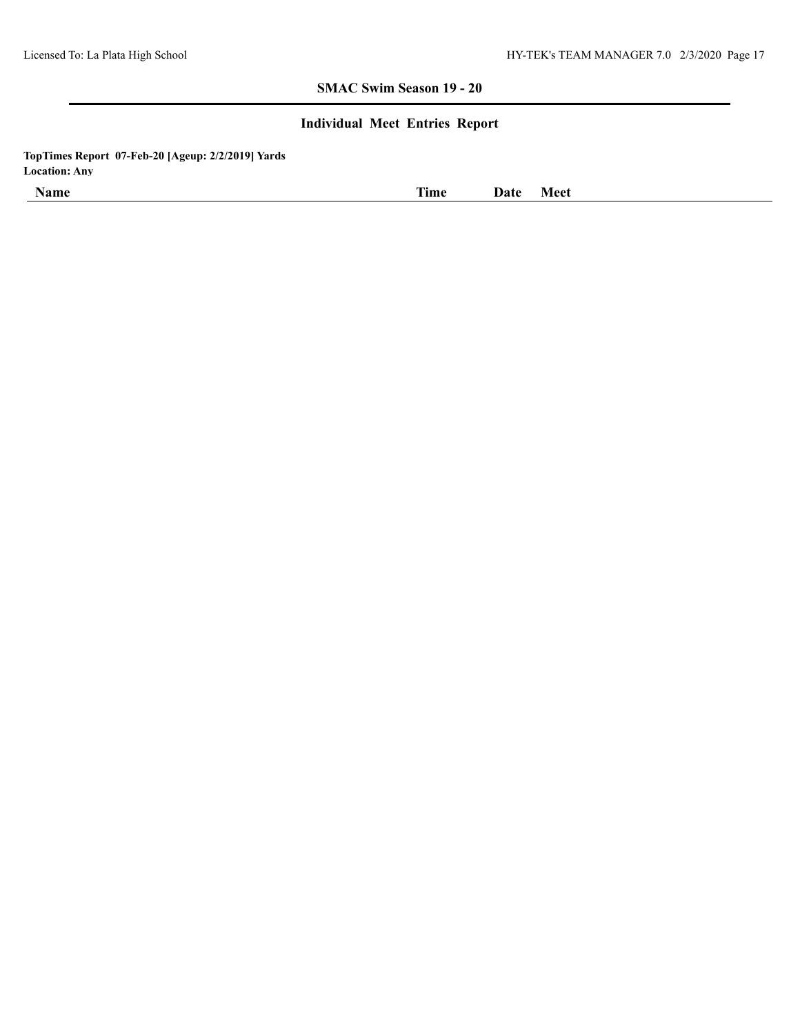## SMAC Swim Season 19 - 20

### Individual Meet Entries Report

**TopTimes Report 07-Feb-20 [Ageup: 2/2/2019] Yards**
**Location: Any**

| Name | Time | Date | Meet |
|---|---|---|---|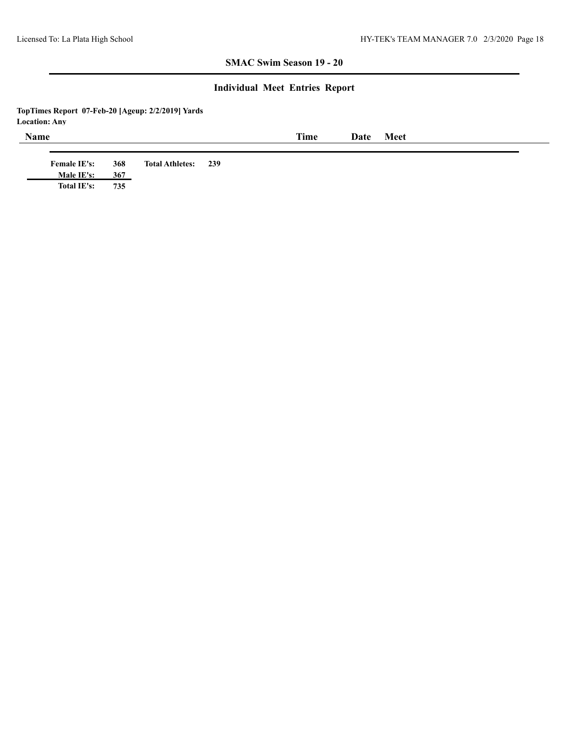## SMAC Swim Season 19 - 20

### Individual Meet Entries Report

**TopTimes Report 07-Feb-20 [Ageup: 2/2/2019] Yards**
**Location: Any**

| Name | Time | Date | Meet |
|---|---|---|---|

| | | | |
|---|---|---|---|
| **Female IE's:** | **368** | **Total Athletes:** | **239** |
| **Male IE's:** | **367** | | |
| **Total IE's:** | **735** | | |